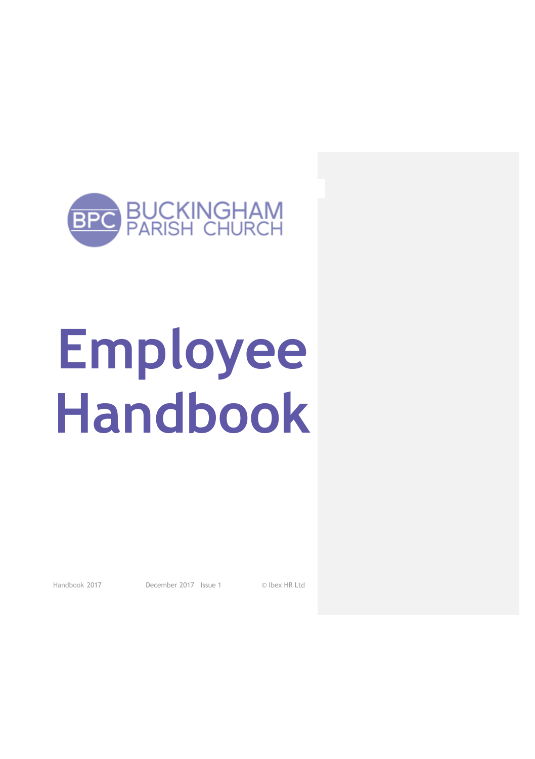BUCKINGHAM PARISH CHURCH

# Employee Handbook

Handbook 2017 December 2017 Issue 1 © Ibex HR Ltd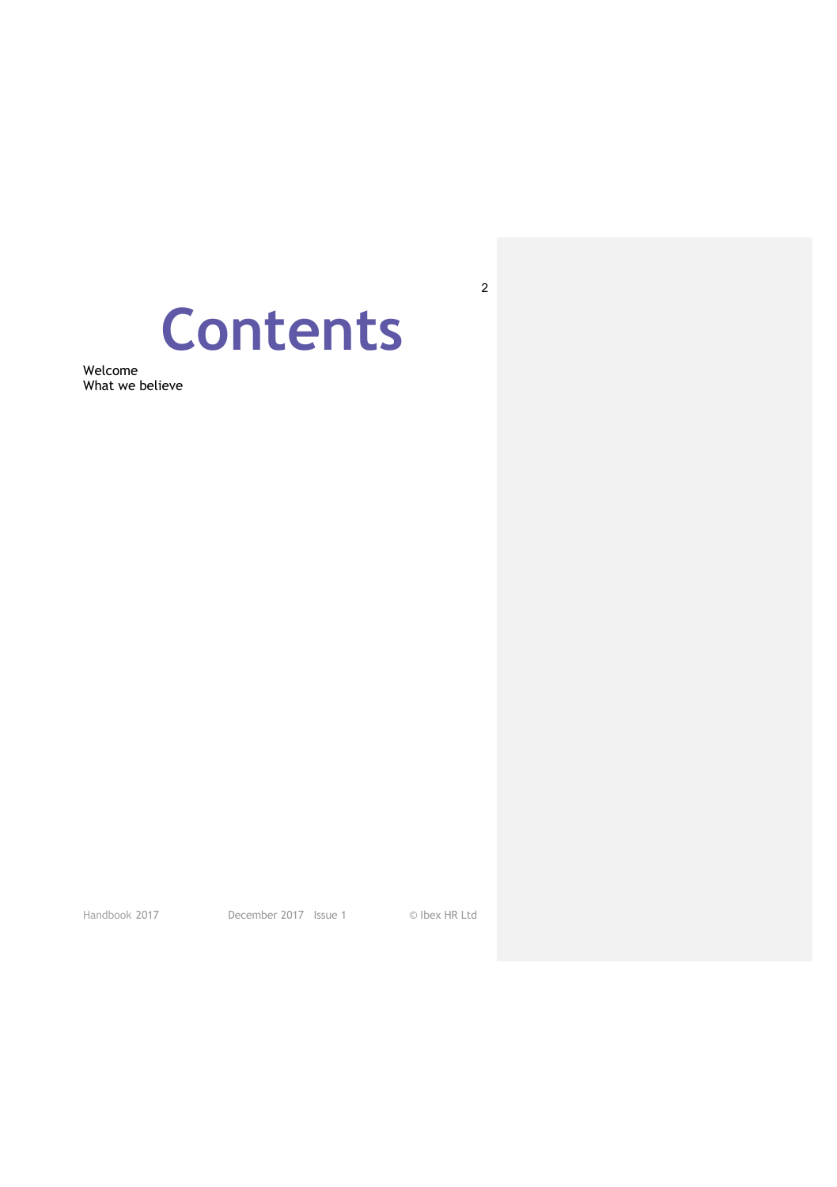# Contents

Welcome
What we believe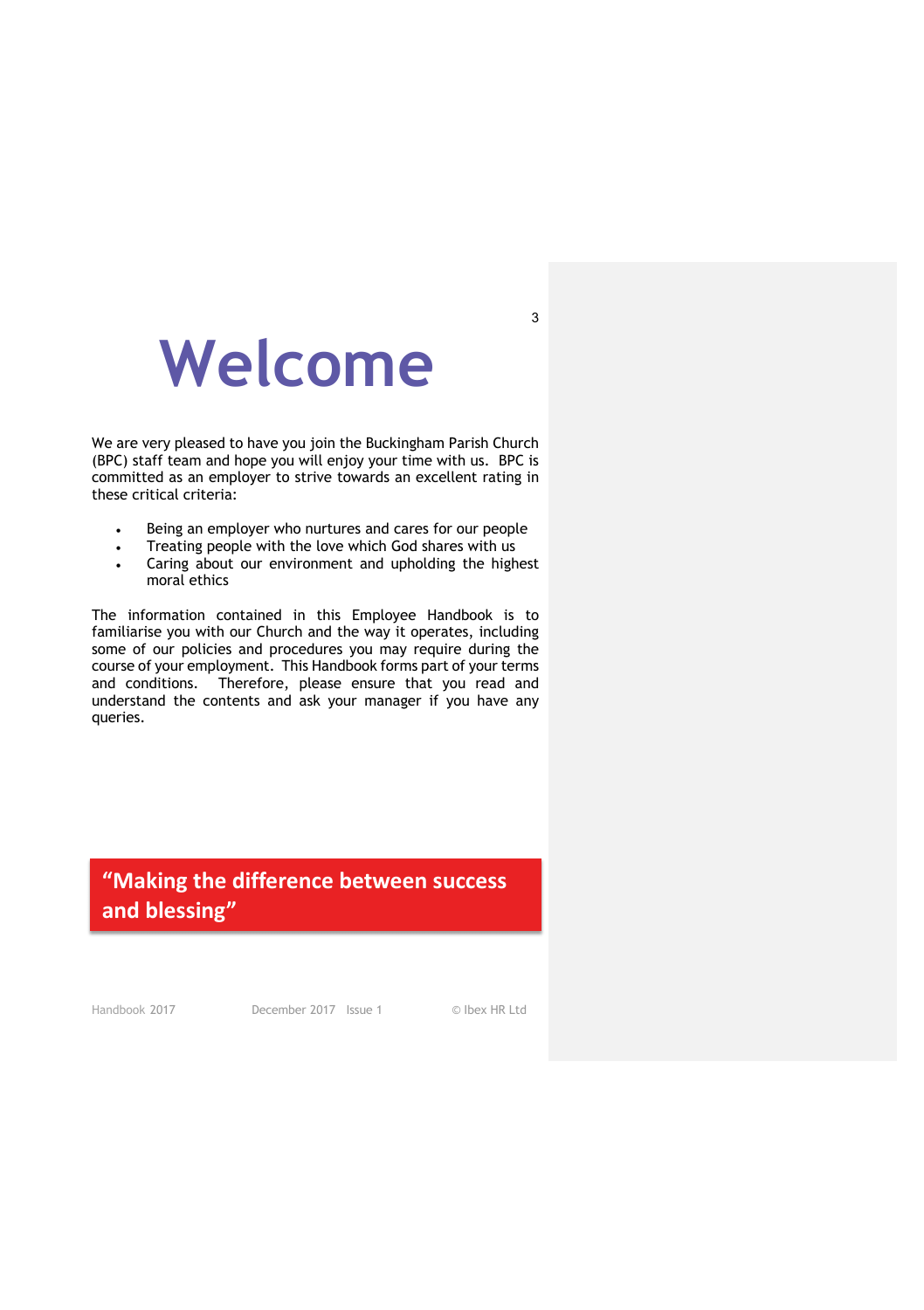# Welcome

We are very pleased to have you join the Buckingham Parish Church (BPC) staff team and hope you will enjoy your time with us. BPC is committed as an employer to strive towards an excellent rating in these critical criteria:

- Being an employer who nurtures and cares for our people
- Treating people with the love which God shares with us
- Caring about our environment and upholding the highest moral ethics

The information contained in this Employee Handbook is to familiarise you with our Church and the way it operates, including some of our policies and procedures you may require during the course of your employment. This Handbook forms part of your terms and conditions. Therefore, please ensure that you read and understand the contents and ask your manager if you have any queries.

**"Making the difference between success and blessing"**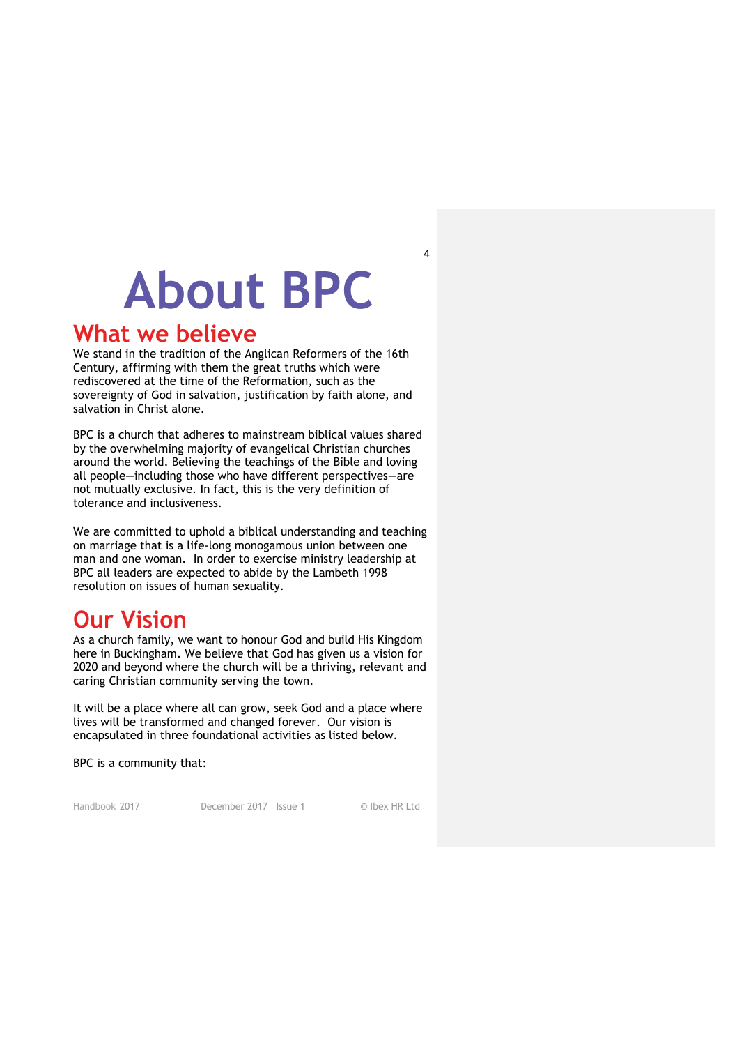# About BPC

## What we believe

We stand in the tradition of the Anglican Reformers of the 16th Century, affirming with them the great truths which were rediscovered at the time of the Reformation, such as the sovereignty of God in salvation, justification by faith alone, and salvation in Christ alone.

BPC is a church that adheres to mainstream biblical values shared by the overwhelming majority of evangelical Christian churches around the world. Believing the teachings of the Bible and loving all people—including those who have different perspectives—are not mutually exclusive. In fact, this is the very definition of tolerance and inclusiveness.

We are committed to uphold a biblical understanding and teaching on marriage that is a life-long monogamous union between one man and one woman. In order to exercise ministry leadership at BPC all leaders are expected to abide by the Lambeth 1998 resolution on issues of human sexuality.

## Our Vision

As a church family, we want to honour God and build His Kingdom here in Buckingham. We believe that God has given us a vision for 2020 and beyond where the church will be a thriving, relevant and caring Christian community serving the town.

It will be a place where all can grow, seek God and a place where lives will be transformed and changed forever. Our vision is encapsulated in three foundational activities as listed below.

BPC is a community that: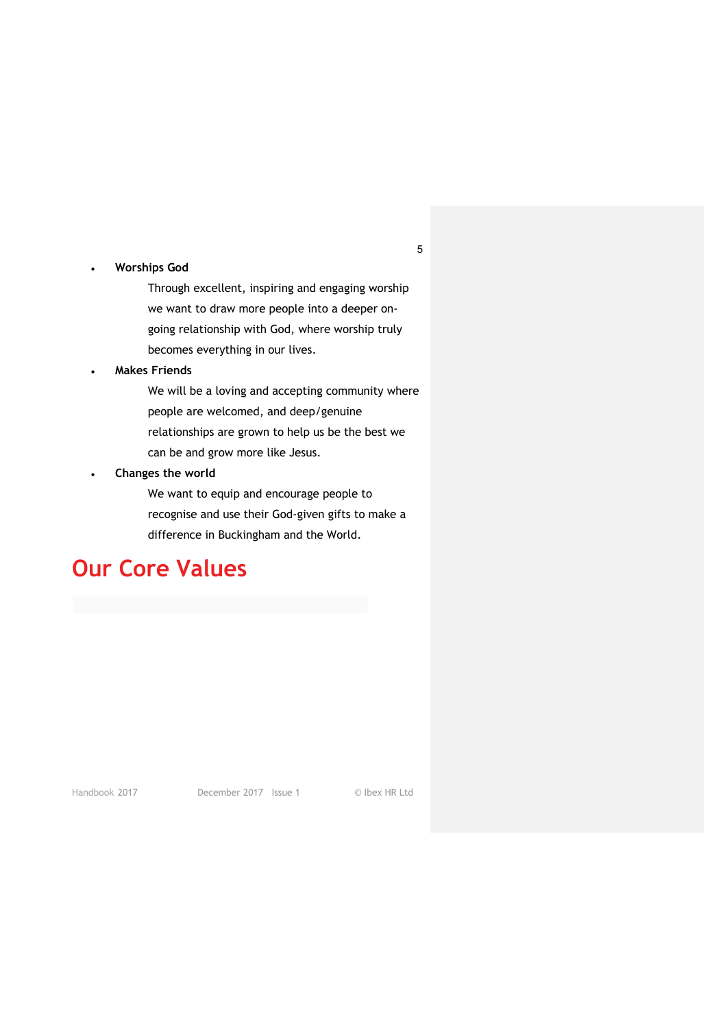- **Worships God**

  Through excellent, inspiring and engaging worship we want to draw more people into a deeper on-going relationship with God, where worship truly becomes everything in our lives.

- **Makes Friends**

  We will be a loving and accepting community where people are welcomed, and deep/genuine relationships are grown to help us be the best we can be and grow more like Jesus.

- **Changes the world**

  We want to equip and encourage people to recognise and use their God-given gifts to make a difference in Buckingham and the World.

# Our Core Values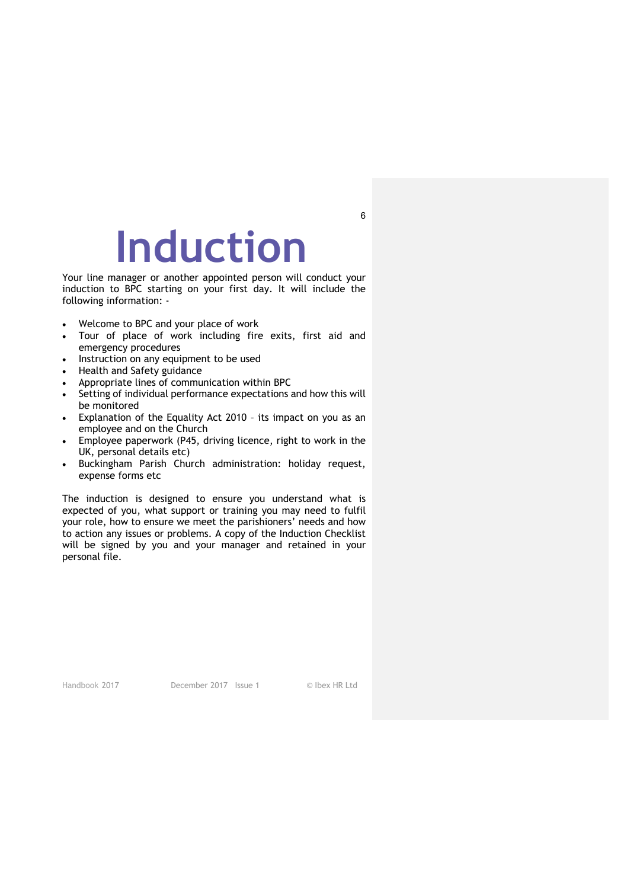# Induction

Your line manager or another appointed person will conduct your induction to BPC starting on your first day. It will include the following information: -

- Welcome to BPC and your place of work
- Tour of place of work including fire exits, first aid and emergency procedures
- Instruction on any equipment to be used
- Health and Safety guidance
- Appropriate lines of communication within BPC
- Setting of individual performance expectations and how this will be monitored
- Explanation of the Equality Act 2010 – its impact on you as an employee and on the Church
- Employee paperwork (P45, driving licence, right to work in the UK, personal details etc)
- Buckingham Parish Church administration: holiday request, expense forms etc

The induction is designed to ensure you understand what is expected of you, what support or training you may need to fulfil your role, how to ensure we meet the parishioners' needs and how to action any issues or problems. A copy of the Induction Checklist will be signed by you and your manager and retained in your personal file.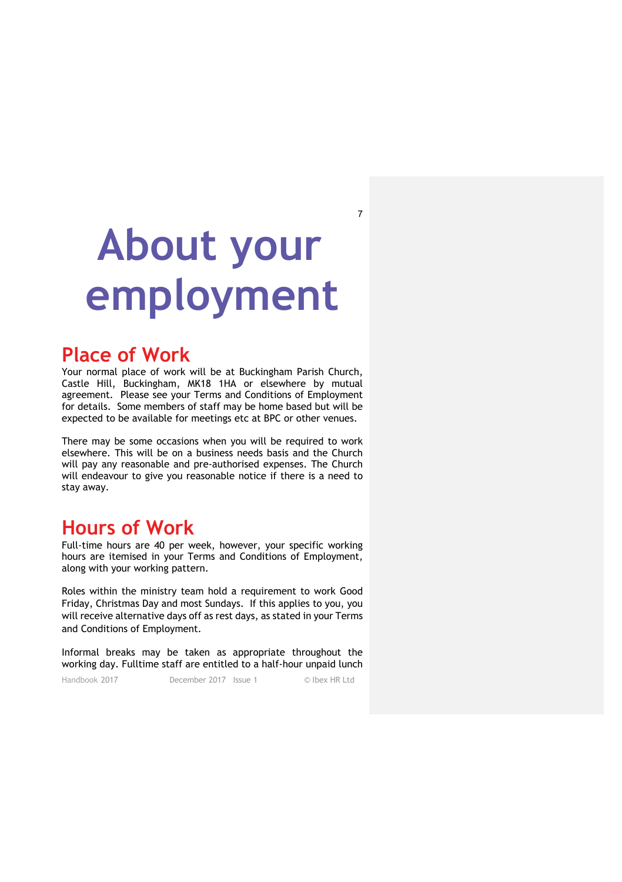# About your employment

## Place of Work

Your normal place of work will be at Buckingham Parish Church, Castle Hill, Buckingham, MK18 1HA or elsewhere by mutual agreement. Please see your Terms and Conditions of Employment for details. Some members of staff may be home based but will be expected to be available for meetings etc at BPC or other venues.

There may be some occasions when you will be required to work elsewhere. This will be on a business needs basis and the Church will pay any reasonable and pre-authorised expenses. The Church will endeavour to give you reasonable notice if there is a need to stay away.

## Hours of Work

Full-time hours are 40 per week, however, your specific working hours are itemised in your Terms and Conditions of Employment, along with your working pattern.

Roles within the ministry team hold a requirement to work Good Friday, Christmas Day and most Sundays. If this applies to you, you will receive alternative days off as rest days, as stated in your Terms and Conditions of Employment.

Informal breaks may be taken as appropriate throughout the working day. Fulltime staff are entitled to a half-hour unpaid lunch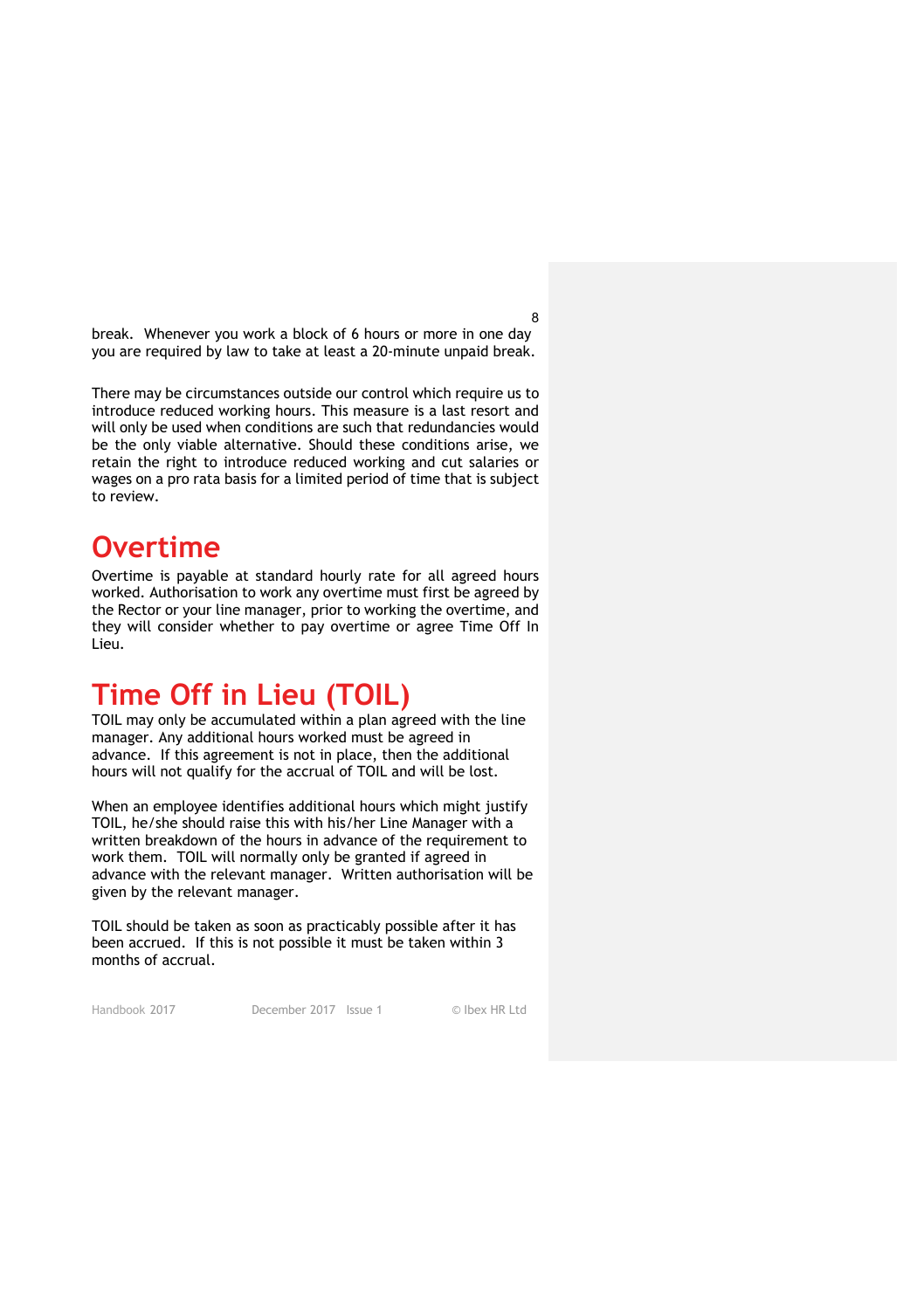break. Whenever you work a block of 6 hours or more in one day you are required by law to take at least a 20-minute unpaid break.

There may be circumstances outside our control which require us to introduce reduced working hours. This measure is a last resort and will only be used when conditions are such that redundancies would be the only viable alternative. Should these conditions arise, we retain the right to introduce reduced working and cut salaries or wages on a pro rata basis for a limited period of time that is subject to review.

# Overtime

Overtime is payable at standard hourly rate for all agreed hours worked. Authorisation to work any overtime must first be agreed by the Rector or your line manager, prior to working the overtime, and they will consider whether to pay overtime or agree Time Off In Lieu.

# Time Off in Lieu (TOIL)

TOIL may only be accumulated within a plan agreed with the line manager. Any additional hours worked must be agreed in advance. If this agreement is not in place, then the additional hours will not qualify for the accrual of TOIL and will be lost.

When an employee identifies additional hours which might justify TOIL, he/she should raise this with his/her Line Manager with a written breakdown of the hours in advance of the requirement to work them. TOIL will normally only be granted if agreed in advance with the relevant manager. Written authorisation will be given by the relevant manager.

TOIL should be taken as soon as practicably possible after it has been accrued. If this is not possible it must be taken within 3 months of accrual.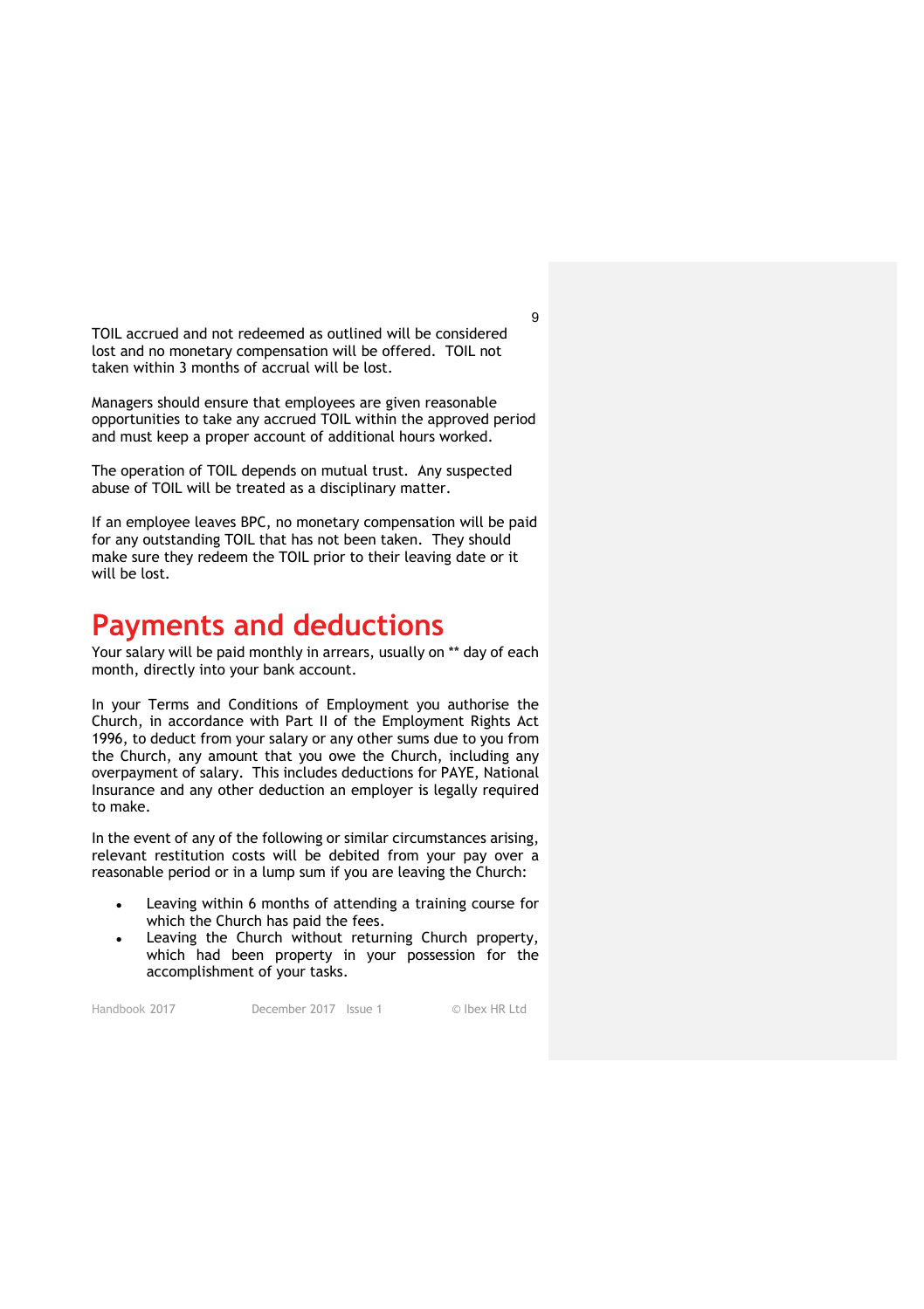TOIL accrued and not redeemed as outlined will be considered lost and no monetary compensation will be offered. TOIL not taken within 3 months of accrual will be lost.

Managers should ensure that employees are given reasonable opportunities to take any accrued TOIL within the approved period and must keep a proper account of additional hours worked.

The operation of TOIL depends on mutual trust. Any suspected abuse of TOIL will be treated as a disciplinary matter.

If an employee leaves BPC, no monetary compensation will be paid for any outstanding TOIL that has not been taken. They should make sure they redeem the TOIL prior to their leaving date or it will be lost.

# Payments and deductions

Your salary will be paid monthly in arrears, usually on ** day of each month, directly into your bank account.

In your Terms and Conditions of Employment you authorise the Church, in accordance with Part II of the Employment Rights Act 1996, to deduct from your salary or any other sums due to you from the Church, any amount that you owe the Church, including any overpayment of salary. This includes deductions for PAYE, National Insurance and any other deduction an employer is legally required to make.

In the event of any of the following or similar circumstances arising, relevant restitution costs will be debited from your pay over a reasonable period or in a lump sum if you are leaving the Church:

- Leaving within 6 months of attending a training course for which the Church has paid the fees.
- Leaving the Church without returning Church property, which had been property in your possession for the accomplishment of your tasks.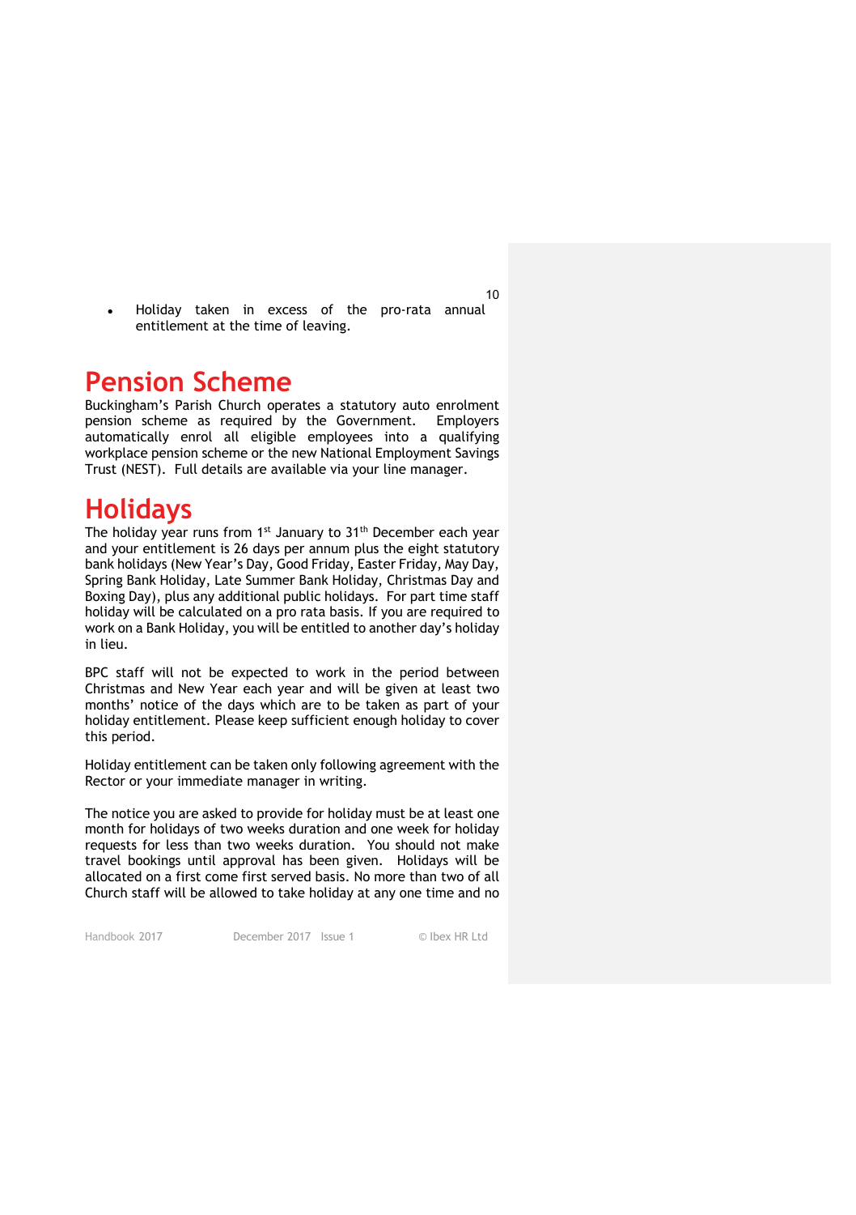- Holiday taken in excess of the pro-rata annual entitlement at the time of leaving.

# Pension Scheme

Buckingham's Parish Church operates a statutory auto enrolment pension scheme as required by the Government. Employers automatically enrol all eligible employees into a qualifying workplace pension scheme or the new National Employment Savings Trust (NEST). Full details are available via your line manager.

# Holidays

The holiday year runs from 1st January to 31th December each year and your entitlement is 26 days per annum plus the eight statutory bank holidays (New Year's Day, Good Friday, Easter Friday, May Day, Spring Bank Holiday, Late Summer Bank Holiday, Christmas Day and Boxing Day), plus any additional public holidays. For part time staff holiday will be calculated on a pro rata basis. If you are required to work on a Bank Holiday, you will be entitled to another day's holiday in lieu.

BPC staff will not be expected to work in the period between Christmas and New Year each year and will be given at least two months' notice of the days which are to be taken as part of your holiday entitlement. Please keep sufficient enough holiday to cover this period.

Holiday entitlement can be taken only following agreement with the Rector or your immediate manager in writing.

The notice you are asked to provide for holiday must be at least one month for holidays of two weeks duration and one week for holiday requests for less than two weeks duration. You should not make travel bookings until approval has been given. Holidays will be allocated on a first come first served basis. No more than two of all Church staff will be allowed to take holiday at any one time and no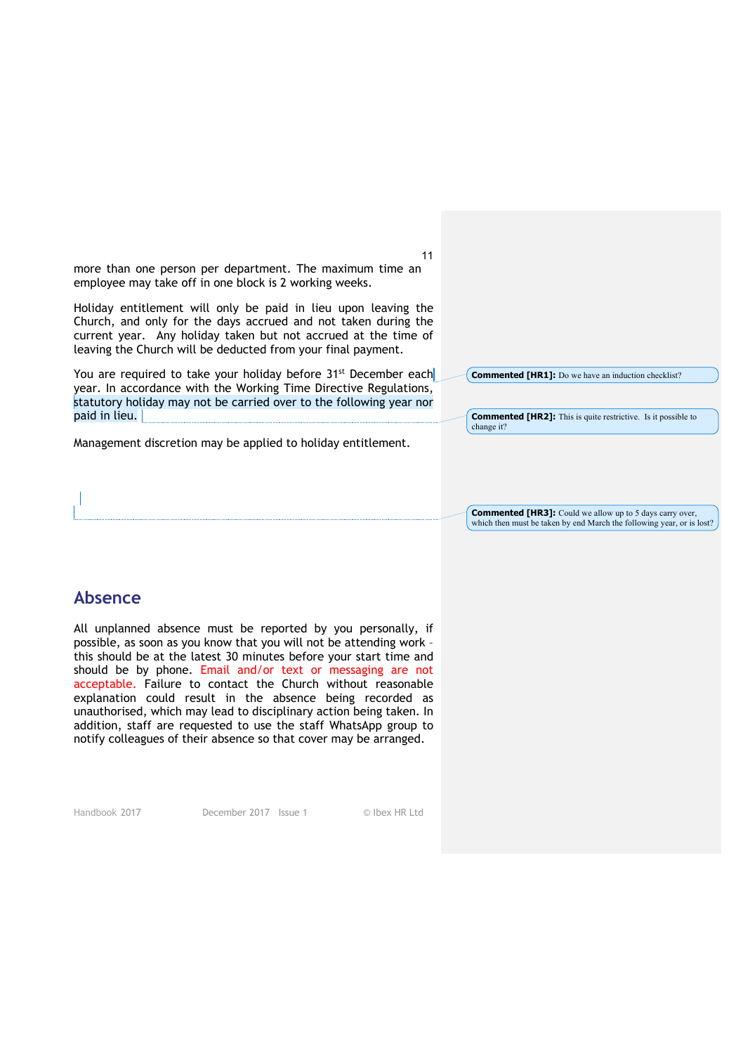more than one person per department. The maximum time an employee may take off in one block is 2 working weeks.

Holiday entitlement will only be paid in lieu upon leaving the Church, and only for the days accrued and not taken during the current year. Any holiday taken but not accrued at the time of leaving the Church will be deducted from your final payment.

You are required to take your holiday before 31st December each year. In accordance with the Working Time Directive Regulations, statutory holiday may not be carried over to the following year nor paid in lieu.

Management discretion may be applied to holiday entitlement.

**Commented [HR1]:** Do we have an induction checklist?

**Commented [HR2]:** This is quite restrictive. Is it possible to change it?

**Commented [HR3]:** Could we allow up to 5 days carry over, which then must be taken by end March the following year, or is lost?

## Absence

All unplanned absence must be reported by you personally, if possible, as soon as you know that you will not be attending work – this should be at the latest 30 minutes before your start time and should be by phone. Email and/or text or messaging are not acceptable. Failure to contact the Church without reasonable explanation could result in the absence being recorded as unauthorised, which may lead to disciplinary action being taken. In addition, staff are requested to use the staff WhatsApp group to notify colleagues of their absence so that cover may be arranged.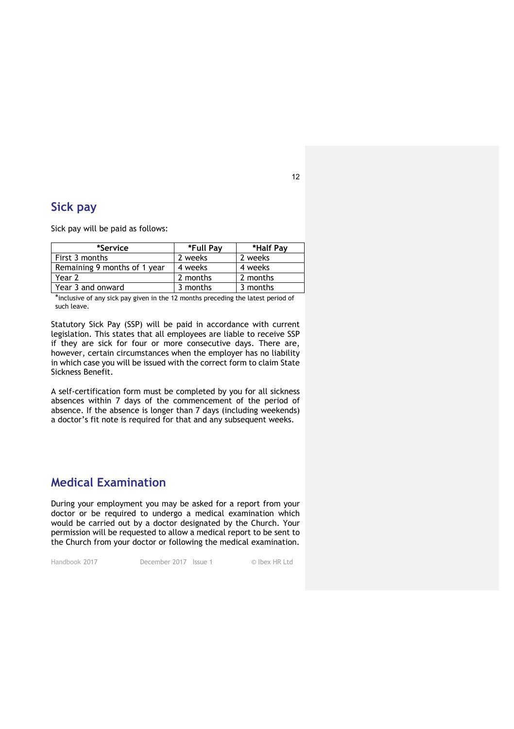## Sick pay

Sick pay will be paid as follows:

| *Service | *Full Pay | *Half Pay |
|---|---|---|
| First 3 months | 2 weeks | 2 weeks |
| Remaining 9 months of 1 year | 4 weeks | 4 weeks |
| Year 2 | 2 months | 2 months |
| Year 3 and onward | 3 months | 3 months |

*inclusive of any sick pay given in the 12 months preceding the latest period of such leave.

Statutory Sick Pay (SSP) will be paid in accordance with current legislation. This states that all employees are liable to receive SSP if they are sick for four or more consecutive days. There are, however, certain circumstances when the employer has no liability in which case you will be issued with the correct form to claim State Sickness Benefit.

A self-certification form must be completed by you for all sickness absences within 7 days of the commencement of the period of absence. If the absence is longer than 7 days (including weekends) a doctor's fit note is required for that and any subsequent weeks.

## Medical Examination

During your employment you may be asked for a report from your doctor or be required to undergo a medical examination which would be carried out by a doctor designated by the Church. Your permission will be requested to allow a medical report to be sent to the Church from your doctor or following the medical examination.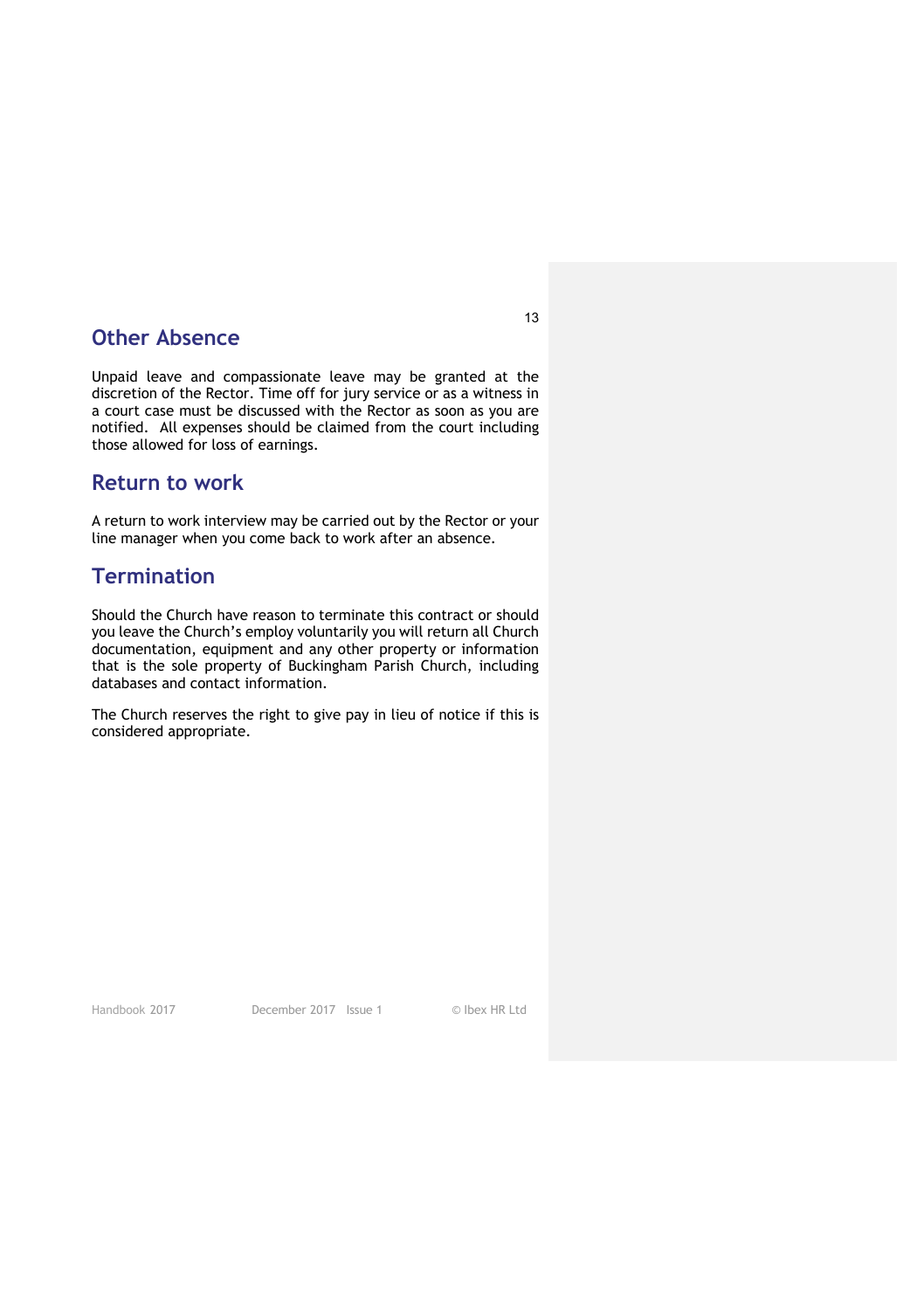## Other Absence

Unpaid leave and compassionate leave may be granted at the discretion of the Rector. Time off for jury service or as a witness in a court case must be discussed with the Rector as soon as you are notified. All expenses should be claimed from the court including those allowed for loss of earnings.

## Return to work

A return to work interview may be carried out by the Rector or your line manager when you come back to work after an absence.

## Termination

Should the Church have reason to terminate this contract or should you leave the Church's employ voluntarily you will return all Church documentation, equipment and any other property or information that is the sole property of Buckingham Parish Church, including databases and contact information.

The Church reserves the right to give pay in lieu of notice if this is considered appropriate.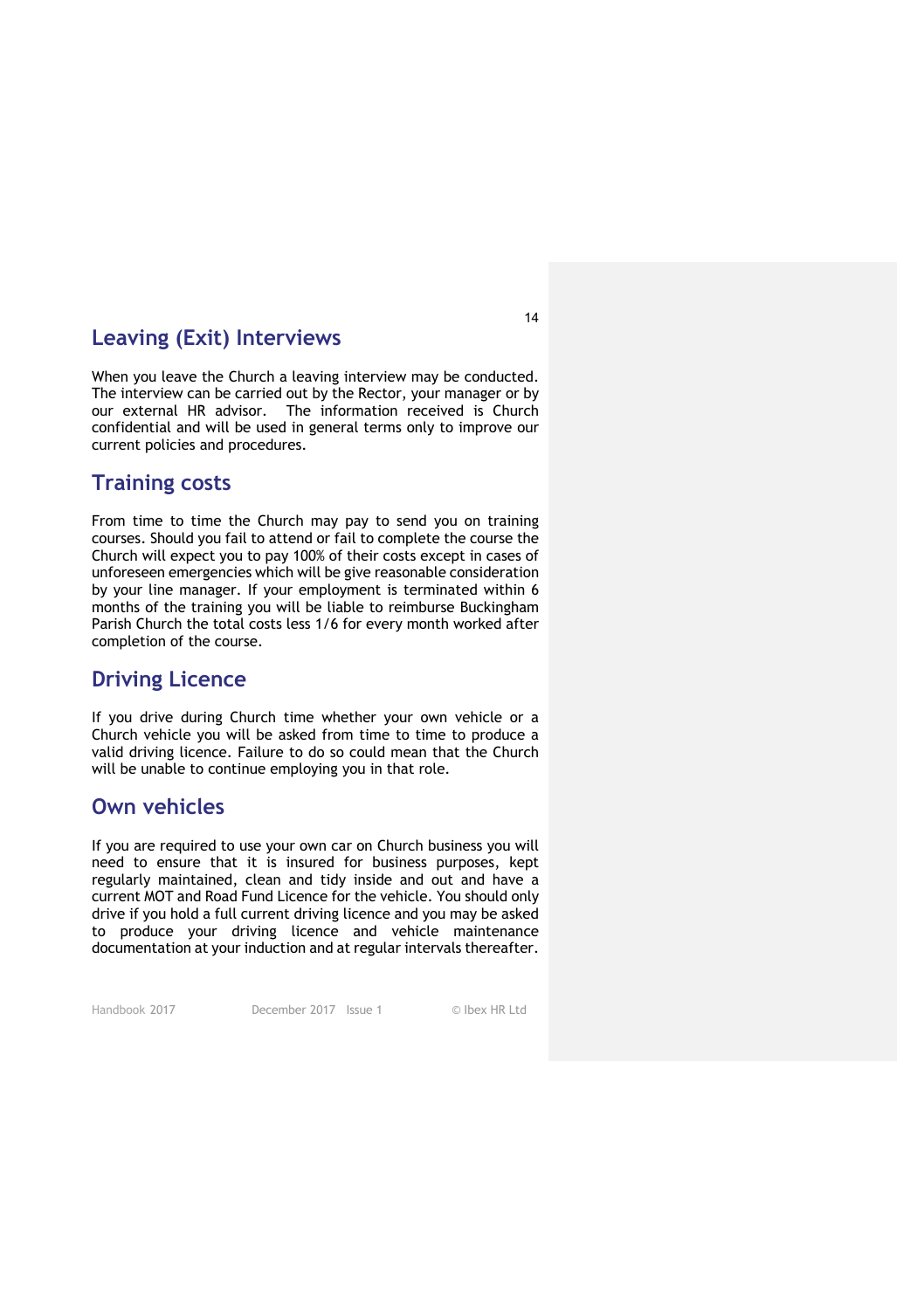## Leaving (Exit) Interviews

When you leave the Church a leaving interview may be conducted. The interview can be carried out by the Rector, your manager or by our external HR advisor. The information received is Church confidential and will be used in general terms only to improve our current policies and procedures.

## Training costs

From time to time the Church may pay to send you on training courses. Should you fail to attend or fail to complete the course the Church will expect you to pay 100% of their costs except in cases of unforeseen emergencies which will be give reasonable consideration by your line manager. If your employment is terminated within 6 months of the training you will be liable to reimburse Buckingham Parish Church the total costs less 1/6 for every month worked after completion of the course.

## Driving Licence

If you drive during Church time whether your own vehicle or a Church vehicle you will be asked from time to time to produce a valid driving licence. Failure to do so could mean that the Church will be unable to continue employing you in that role.

## Own vehicles

If you are required to use your own car on Church business you will need to ensure that it is insured for business purposes, kept regularly maintained, clean and tidy inside and out and have a current MOT and Road Fund Licence for the vehicle. You should only drive if you hold a full current driving licence and you may be asked to produce your driving licence and vehicle maintenance documentation at your induction and at regular intervals thereafter.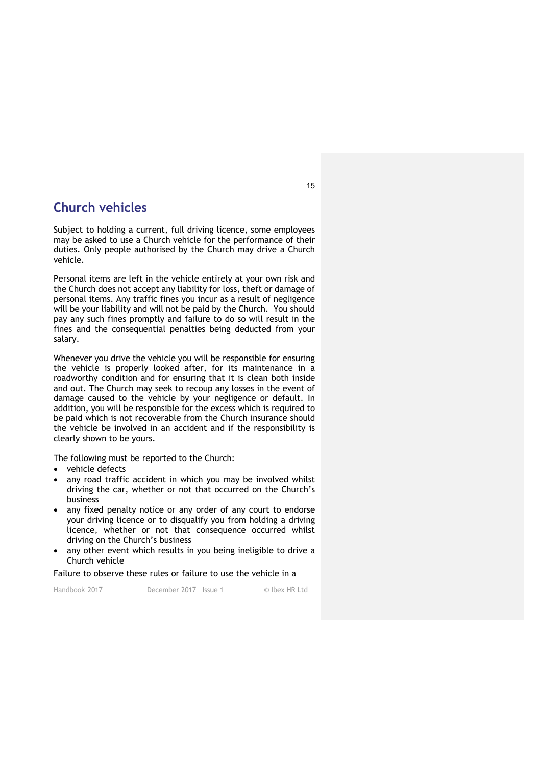## Church vehicles

Subject to holding a current, full driving licence, some employees may be asked to use a Church vehicle for the performance of their duties. Only people authorised by the Church may drive a Church vehicle.

Personal items are left in the vehicle entirely at your own risk and the Church does not accept any liability for loss, theft or damage of personal items. Any traffic fines you incur as a result of negligence will be your liability and will not be paid by the Church. You should pay any such fines promptly and failure to do so will result in the fines and the consequential penalties being deducted from your salary.

Whenever you drive the vehicle you will be responsible for ensuring the vehicle is properly looked after, for its maintenance in a roadworthy condition and for ensuring that it is clean both inside and out. The Church may seek to recoup any losses in the event of damage caused to the vehicle by your negligence or default. In addition, you will be responsible for the excess which is required to be paid which is not recoverable from the Church insurance should the vehicle be involved in an accident and if the responsibility is clearly shown to be yours.

The following must be reported to the Church:

- vehicle defects
- any road traffic accident in which you may be involved whilst driving the car, whether or not that occurred on the Church's business
- any fixed penalty notice or any order of any court to endorse your driving licence or to disqualify you from holding a driving licence, whether or not that consequence occurred whilst driving on the Church's business
- any other event which results in you being ineligible to drive a Church vehicle

Failure to observe these rules or failure to use the vehicle in a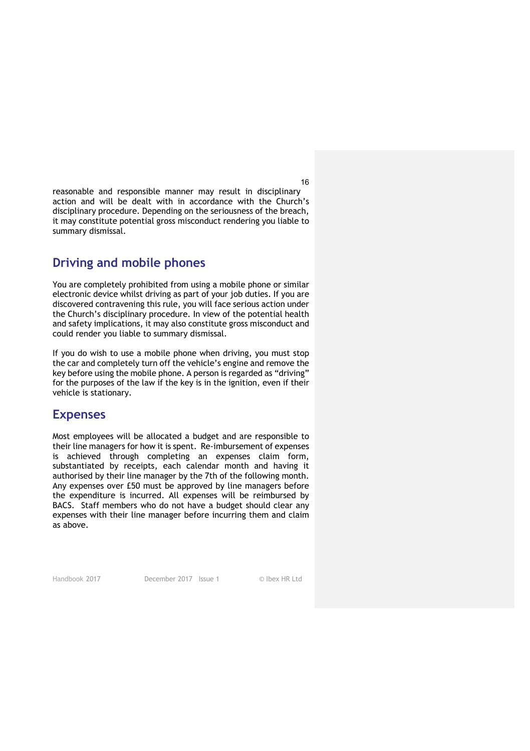reasonable and responsible manner may result in disciplinary action and will be dealt with in accordance with the Church's disciplinary procedure. Depending on the seriousness of the breach, it may constitute potential gross misconduct rendering you liable to summary dismissal.

## Driving and mobile phones

You are completely prohibited from using a mobile phone or similar electronic device whilst driving as part of your job duties. If you are discovered contravening this rule, you will face serious action under the Church's disciplinary procedure. In view of the potential health and safety implications, it may also constitute gross misconduct and could render you liable to summary dismissal.

If you do wish to use a mobile phone when driving, you must stop the car and completely turn off the vehicle's engine and remove the key before using the mobile phone. A person is regarded as "driving" for the purposes of the law if the key is in the ignition, even if their vehicle is stationary.

## Expenses

Most employees will be allocated a budget and are responsible to their line managers for how it is spent. Re-imbursement of expenses is achieved through completing an expenses claim form, substantiated by receipts, each calendar month and having it authorised by their line manager by the 7th of the following month. Any expenses over £50 must be approved by line managers before the expenditure is incurred. All expenses will be reimbursed by BACS. Staff members who do not have a budget should clear any expenses with their line manager before incurring them and claim as above.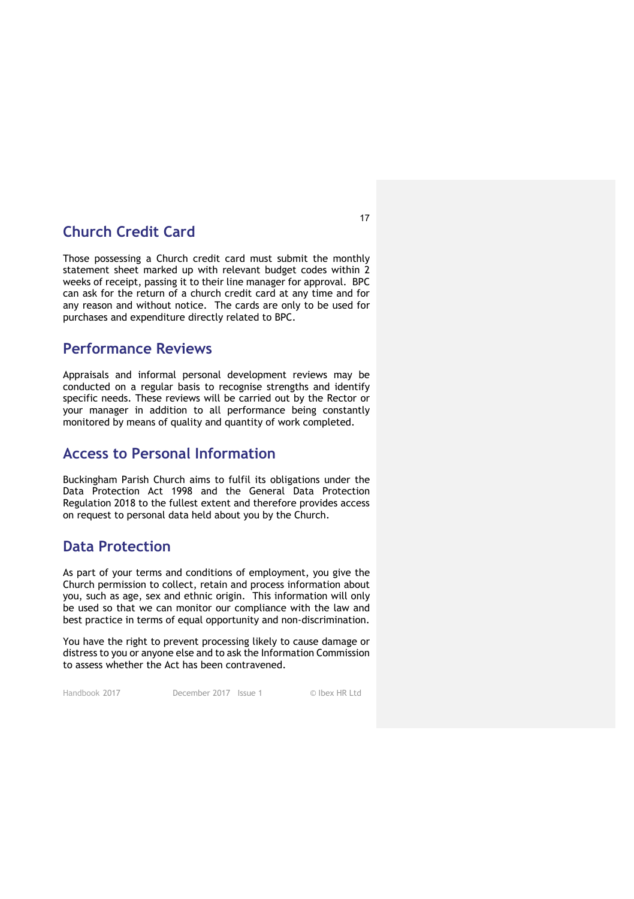## Church Credit Card

Those possessing a Church credit card must submit the monthly statement sheet marked up with relevant budget codes within 2 weeks of receipt, passing it to their line manager for approval. BPC can ask for the return of a church credit card at any time and for any reason and without notice. The cards are only to be used for purchases and expenditure directly related to BPC.

## Performance Reviews

Appraisals and informal personal development reviews may be conducted on a regular basis to recognise strengths and identify specific needs. These reviews will be carried out by the Rector or your manager in addition to all performance being constantly monitored by means of quality and quantity of work completed.

## Access to Personal Information

Buckingham Parish Church aims to fulfil its obligations under the Data Protection Act 1998 and the General Data Protection Regulation 2018 to the fullest extent and therefore provides access on request to personal data held about you by the Church.

## Data Protection

As part of your terms and conditions of employment, you give the Church permission to collect, retain and process information about you, such as age, sex and ethnic origin. This information will only be used so that we can monitor our compliance with the law and best practice in terms of equal opportunity and non-discrimination.

You have the right to prevent processing likely to cause damage or distress to you or anyone else and to ask the Information Commission to assess whether the Act has been contravened.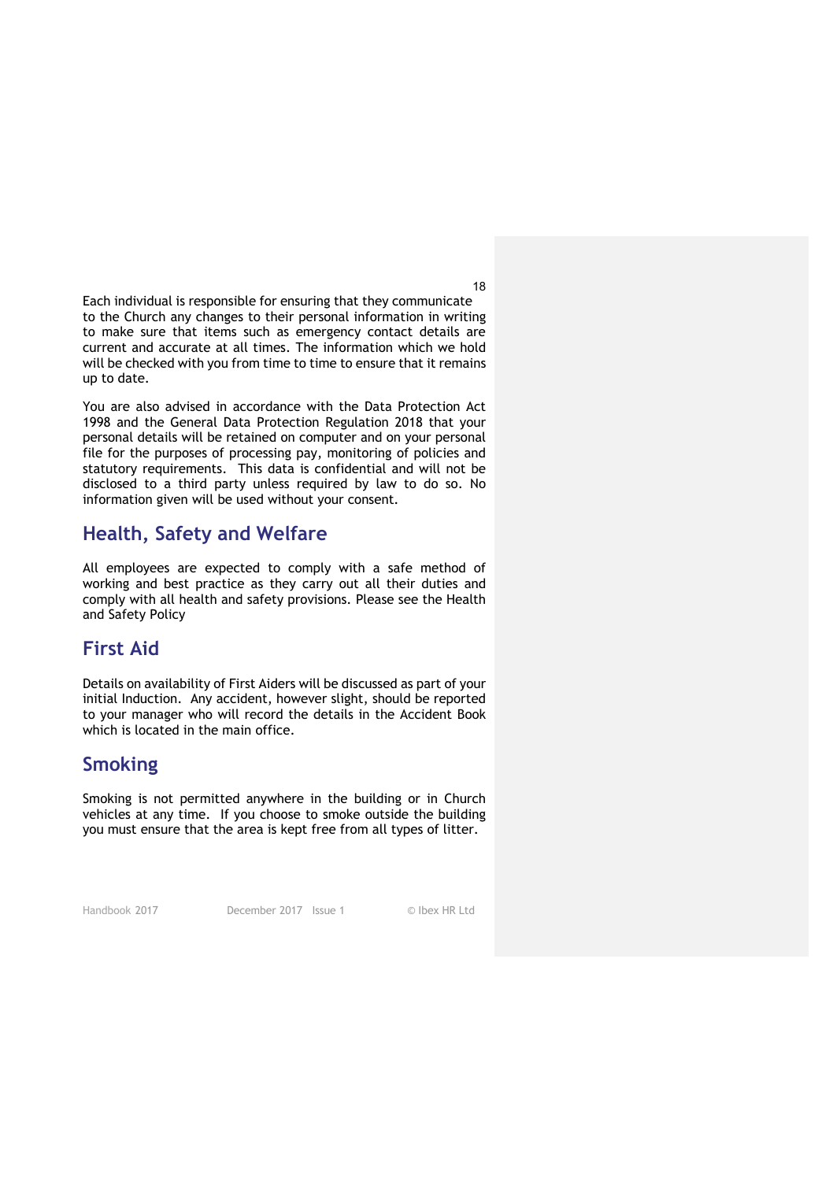Each individual is responsible for ensuring that they communicate to the Church any changes to their personal information in writing to make sure that items such as emergency contact details are current and accurate at all times. The information which we hold will be checked with you from time to time to ensure that it remains up to date.

You are also advised in accordance with the Data Protection Act 1998 and the General Data Protection Regulation 2018 that your personal details will be retained on computer and on your personal file for the purposes of processing pay, monitoring of policies and statutory requirements. This data is confidential and will not be disclosed to a third party unless required by law to do so. No information given will be used without your consent.

## Health, Safety and Welfare

All employees are expected to comply with a safe method of working and best practice as they carry out all their duties and comply with all health and safety provisions. Please see the Health and Safety Policy

## First Aid

Details on availability of First Aiders will be discussed as part of your initial Induction. Any accident, however slight, should be reported to your manager who will record the details in the Accident Book which is located in the main office.

## Smoking

Smoking is not permitted anywhere in the building or in Church vehicles at any time. If you choose to smoke outside the building you must ensure that the area is kept free from all types of litter.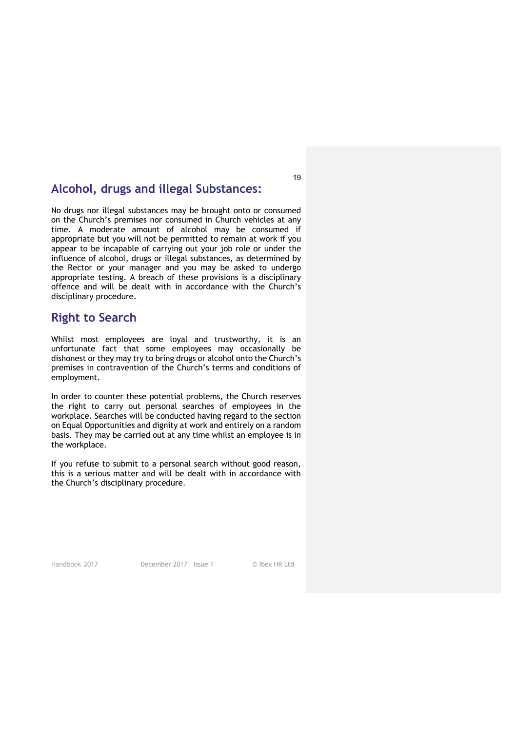## Alcohol, drugs and illegal Substances:

No drugs nor illegal substances may be brought onto or consumed on the Church's premises nor consumed in Church vehicles at any time. A moderate amount of alcohol may be consumed if appropriate but you will not be permitted to remain at work if you appear to be incapable of carrying out your job role or under the influence of alcohol, drugs or illegal substances, as determined by the Rector or your manager and you may be asked to undergo appropriate testing. A breach of these provisions is a disciplinary offence and will be dealt with in accordance with the Church's disciplinary procedure.

## Right to Search

Whilst most employees are loyal and trustworthy, it is an unfortunate fact that some employees may occasionally be dishonest or they may try to bring drugs or alcohol onto the Church's premises in contravention of the Church's terms and conditions of employment.

In order to counter these potential problems, the Church reserves the right to carry out personal searches of employees in the workplace. Searches will be conducted having regard to the section on Equal Opportunities and dignity at work and entirely on a random basis. They may be carried out at any time whilst an employee is in the workplace.

If you refuse to submit to a personal search without good reason, this is a serious matter and will be dealt with in accordance with the Church's disciplinary procedure.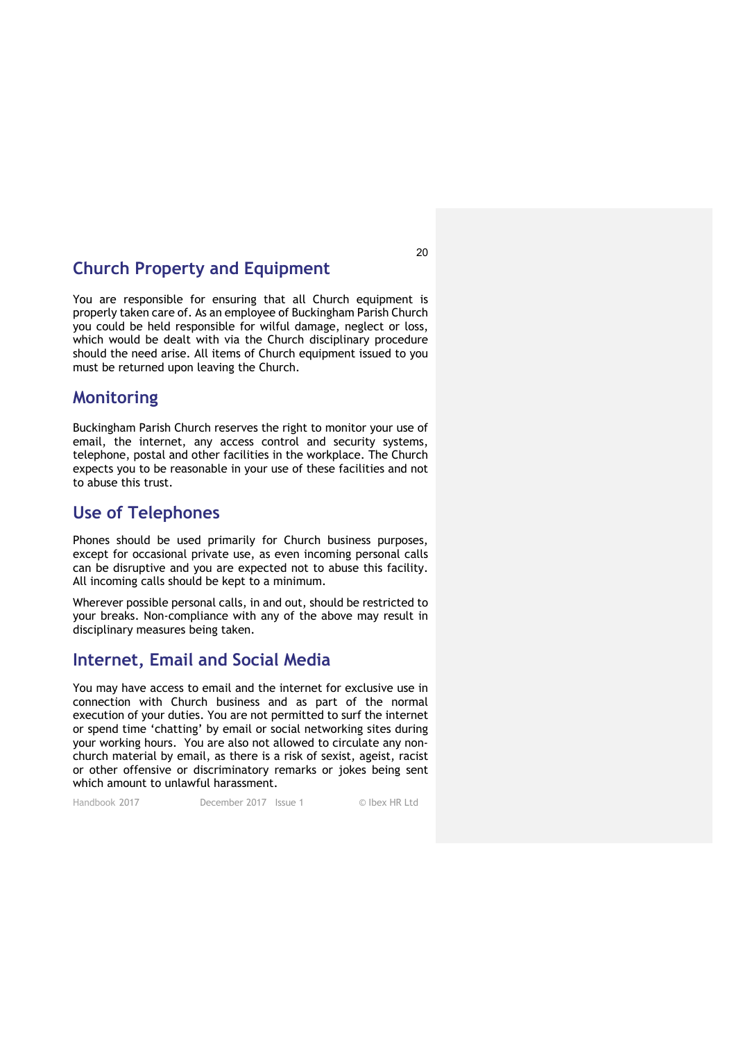## Church Property and Equipment

You are responsible for ensuring that all Church equipment is properly taken care of. As an employee of Buckingham Parish Church you could be held responsible for wilful damage, neglect or loss, which would be dealt with via the Church disciplinary procedure should the need arise. All items of Church equipment issued to you must be returned upon leaving the Church.

## Monitoring

Buckingham Parish Church reserves the right to monitor your use of email, the internet, any access control and security systems, telephone, postal and other facilities in the workplace. The Church expects you to be reasonable in your use of these facilities and not to abuse this trust.

## Use of Telephones

Phones should be used primarily for Church business purposes, except for occasional private use, as even incoming personal calls can be disruptive and you are expected not to abuse this facility. All incoming calls should be kept to a minimum.

Wherever possible personal calls, in and out, should be restricted to your breaks. Non-compliance with any of the above may result in disciplinary measures being taken.

## Internet, Email and Social Media

You may have access to email and the internet for exclusive use in connection with Church business and as part of the normal execution of your duties. You are not permitted to surf the internet or spend time 'chatting' by email or social networking sites during your working hours. You are also not allowed to circulate any non-church material by email, as there is a risk of sexist, ageist, racist or other offensive or discriminatory remarks or jokes being sent which amount to unlawful harassment.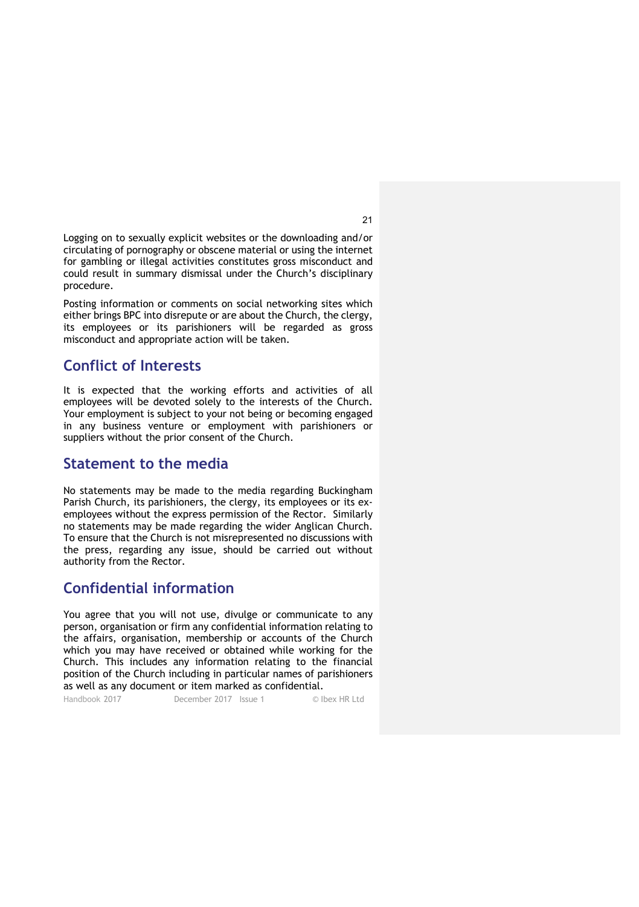Logging on to sexually explicit websites or the downloading and/or circulating of pornography or obscene material or using the internet for gambling or illegal activities constitutes gross misconduct and could result in summary dismissal under the Church's disciplinary procedure.

Posting information or comments on social networking sites which either brings BPC into disrepute or are about the Church, the clergy, its employees or its parishioners will be regarded as gross misconduct and appropriate action will be taken.

## Conflict of Interests

It is expected that the working efforts and activities of all employees will be devoted solely to the interests of the Church. Your employment is subject to your not being or becoming engaged in any business venture or employment with parishioners or suppliers without the prior consent of the Church.

## Statement to the media

No statements may be made to the media regarding Buckingham Parish Church, its parishioners, the clergy, its employees or its ex-employees without the express permission of the Rector. Similarly no statements may be made regarding the wider Anglican Church. To ensure that the Church is not misrepresented no discussions with the press, regarding any issue, should be carried out without authority from the Rector.

## Confidential information

You agree that you will not use, divulge or communicate to any person, organisation or firm any confidential information relating to the affairs, organisation, membership or accounts of the Church which you may have received or obtained while working for the Church. This includes any information relating to the financial position of the Church including in particular names of parishioners as well as any document or item marked as confidential.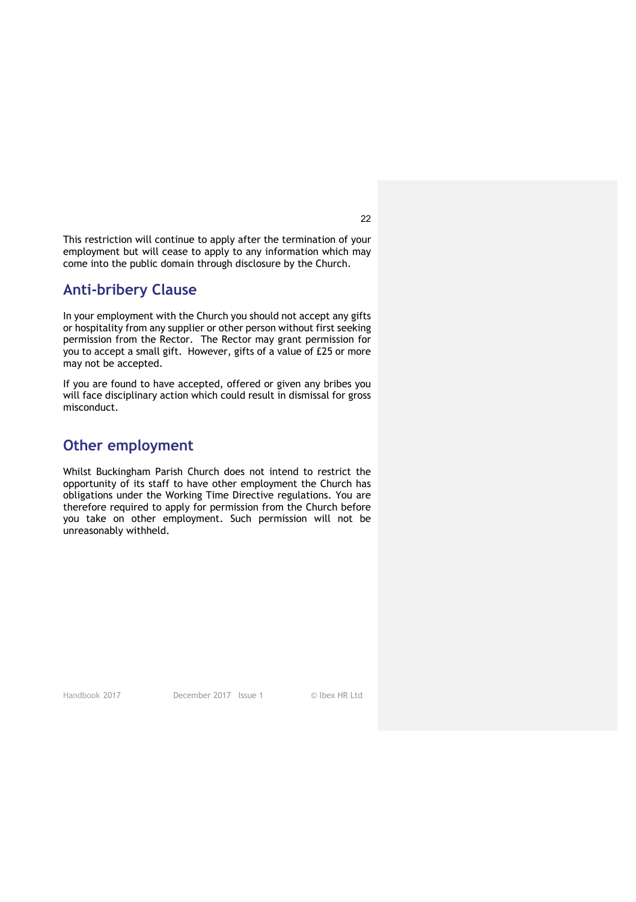This restriction will continue to apply after the termination of your employment but will cease to apply to any information which may come into the public domain through disclosure by the Church.

## Anti-bribery Clause

In your employment with the Church you should not accept any gifts or hospitality from any supplier or other person without first seeking permission from the Rector. The Rector may grant permission for you to accept a small gift. However, gifts of a value of £25 or more may not be accepted.

If you are found to have accepted, offered or given any bribes you will face disciplinary action which could result in dismissal for gross misconduct.

## Other employment

Whilst Buckingham Parish Church does not intend to restrict the opportunity of its staff to have other employment the Church has obligations under the Working Time Directive regulations. You are therefore required to apply for permission from the Church before you take on other employment. Such permission will not be unreasonably withheld.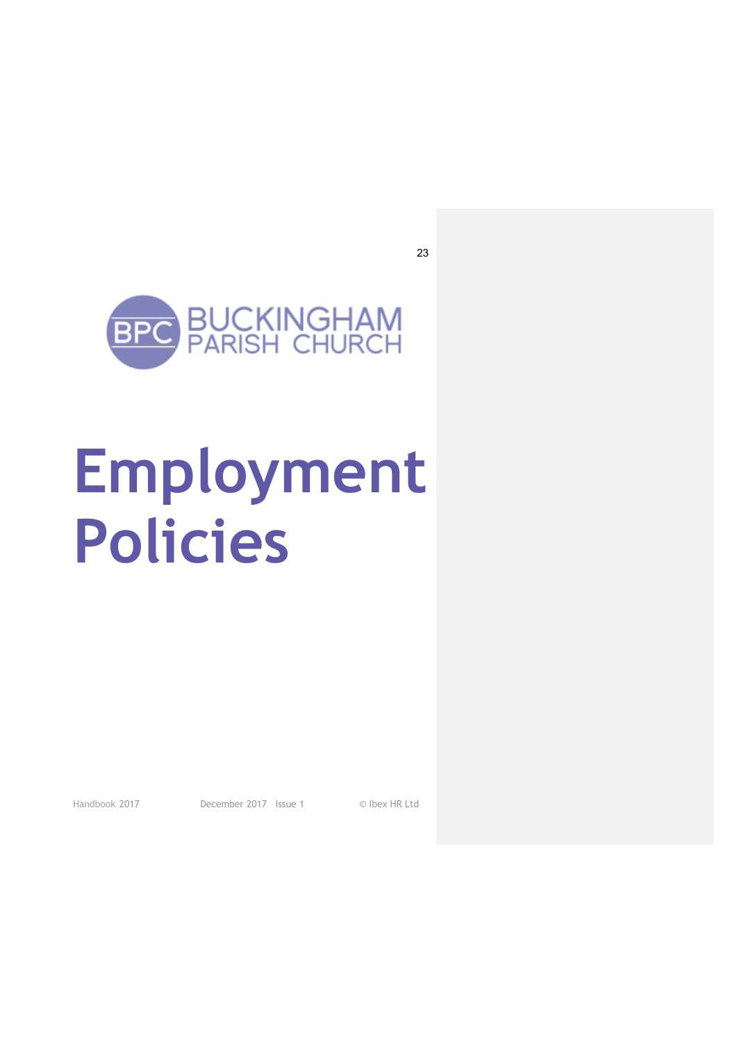BUCKINGHAM PARISH CHURCH

# Employment Policies

Handbook 2017 December 2017 Issue 1 © Ibex HR Ltd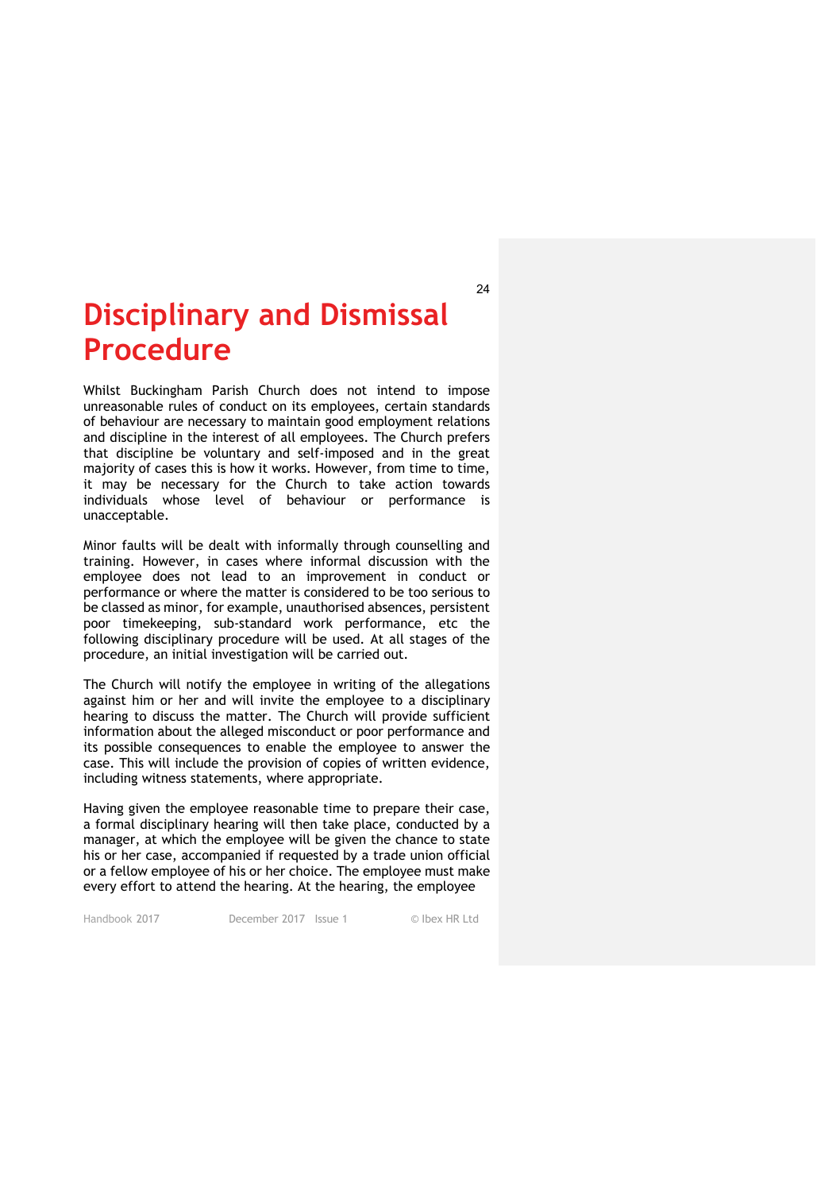# Disciplinary and Dismissal Procedure

Whilst Buckingham Parish Church does not intend to impose unreasonable rules of conduct on its employees, certain standards of behaviour are necessary to maintain good employment relations and discipline in the interest of all employees. The Church prefers that discipline be voluntary and self-imposed and in the great majority of cases this is how it works. However, from time to time, it may be necessary for the Church to take action towards individuals whose level of behaviour or performance is unacceptable.

Minor faults will be dealt with informally through counselling and training. However, in cases where informal discussion with the employee does not lead to an improvement in conduct or performance or where the matter is considered to be too serious to be classed as minor, for example, unauthorised absences, persistent poor timekeeping, sub-standard work performance, etc the following disciplinary procedure will be used. At all stages of the procedure, an initial investigation will be carried out.

The Church will notify the employee in writing of the allegations against him or her and will invite the employee to a disciplinary hearing to discuss the matter. The Church will provide sufficient information about the alleged misconduct or poor performance and its possible consequences to enable the employee to answer the case. This will include the provision of copies of written evidence, including witness statements, where appropriate.

Having given the employee reasonable time to prepare their case, a formal disciplinary hearing will then take place, conducted by a manager, at which the employee will be given the chance to state his or her case, accompanied if requested by a trade union official or a fellow employee of his or her choice. The employee must make every effort to attend the hearing. At the hearing, the employee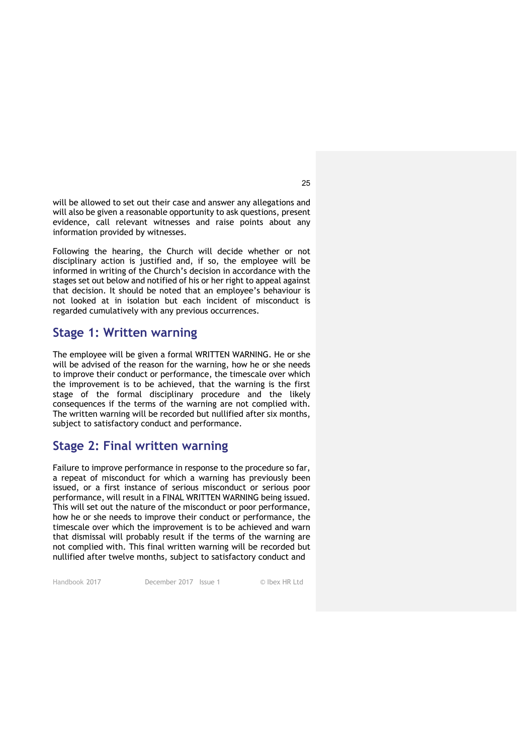will be allowed to set out their case and answer any allegations and will also be given a reasonable opportunity to ask questions, present evidence, call relevant witnesses and raise points about any information provided by witnesses.

Following the hearing, the Church will decide whether or not disciplinary action is justified and, if so, the employee will be informed in writing of the Church's decision in accordance with the stages set out below and notified of his or her right to appeal against that decision. It should be noted that an employee's behaviour is not looked at in isolation but each incident of misconduct is regarded cumulatively with any previous occurrences.

## Stage 1: Written warning

The employee will be given a formal WRITTEN WARNING. He or she will be advised of the reason for the warning, how he or she needs to improve their conduct or performance, the timescale over which the improvement is to be achieved, that the warning is the first stage of the formal disciplinary procedure and the likely consequences if the terms of the warning are not complied with. The written warning will be recorded but nullified after six months, subject to satisfactory conduct and performance.

## Stage 2: Final written warning

Failure to improve performance in response to the procedure so far, a repeat of misconduct for which a warning has previously been issued, or a first instance of serious misconduct or serious poor performance, will result in a FINAL WRITTEN WARNING being issued. This will set out the nature of the misconduct or poor performance, how he or she needs to improve their conduct or performance, the timescale over which the improvement is to be achieved and warn that dismissal will probably result if the terms of the warning are not complied with. This final written warning will be recorded but nullified after twelve months, subject to satisfactory conduct and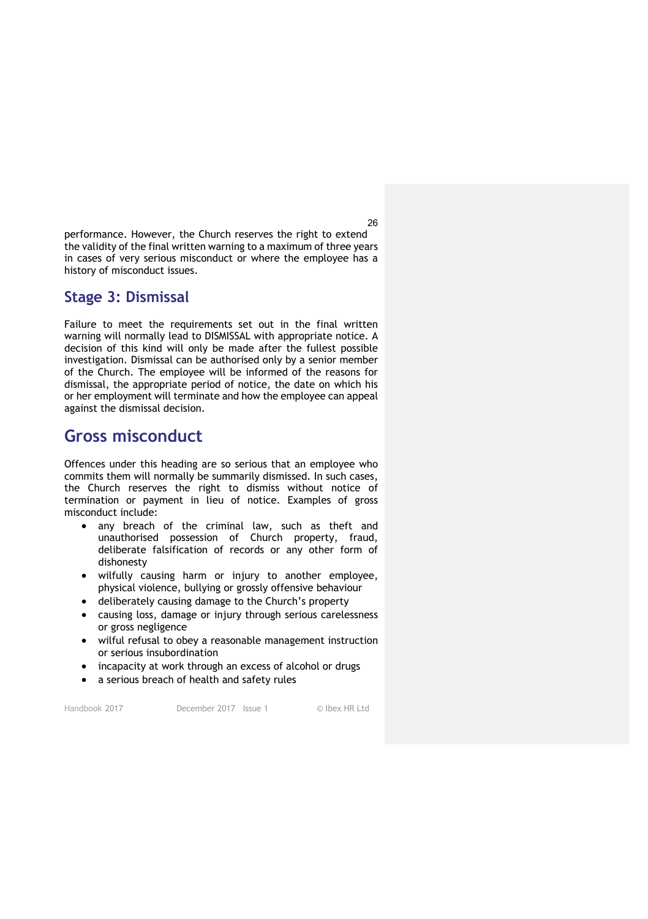performance. However, the Church reserves the right to extend the validity of the final written warning to a maximum of three years in cases of very serious misconduct or where the employee has a history of misconduct issues.

## Stage 3: Dismissal

Failure to meet the requirements set out in the final written warning will normally lead to DISMISSAL with appropriate notice. A decision of this kind will only be made after the fullest possible investigation. Dismissal can be authorised only by a senior member of the Church. The employee will be informed of the reasons for dismissal, the appropriate period of notice, the date on which his or her employment will terminate and how the employee can appeal against the dismissal decision.

# Gross misconduct

Offences under this heading are so serious that an employee who commits them will normally be summarily dismissed. In such cases, the Church reserves the right to dismiss without notice of termination or payment in lieu of notice. Examples of gross misconduct include:

- any breach of the criminal law, such as theft and unauthorised possession of Church property, fraud, deliberate falsification of records or any other form of dishonesty
- wilfully causing harm or injury to another employee, physical violence, bullying or grossly offensive behaviour
- deliberately causing damage to the Church's property
- causing loss, damage or injury through serious carelessness or gross negligence
- wilful refusal to obey a reasonable management instruction or serious insubordination
- incapacity at work through an excess of alcohol or drugs
- a serious breach of health and safety rules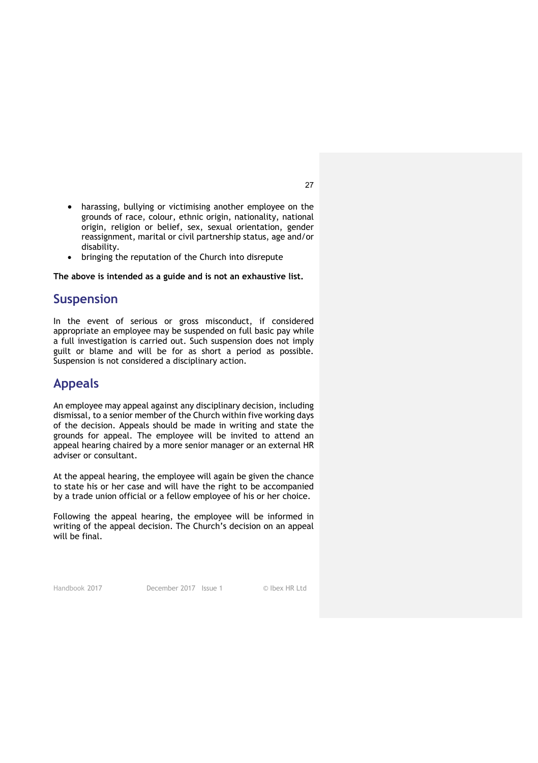- harassing, bullying or victimising another employee on the grounds of race, colour, ethnic origin, nationality, national origin, religion or belief, sex, sexual orientation, gender reassignment, marital or civil partnership status, age and/or disability.
- bringing the reputation of the Church into disrepute

**The above is intended as a guide and is not an exhaustive list.**

## Suspension

In the event of serious or gross misconduct, if considered appropriate an employee may be suspended on full basic pay while a full investigation is carried out. Such suspension does not imply guilt or blame and will be for as short a period as possible. Suspension is not considered a disciplinary action.

## Appeals

An employee may appeal against any disciplinary decision, including dismissal, to a senior member of the Church within five working days of the decision. Appeals should be made in writing and state the grounds for appeal. The employee will be invited to attend an appeal hearing chaired by a more senior manager or an external HR adviser or consultant.

At the appeal hearing, the employee will again be given the chance to state his or her case and will have the right to be accompanied by a trade union official or a fellow employee of his or her choice.

Following the appeal hearing, the employee will be informed in writing of the appeal decision. The Church's decision on an appeal will be final.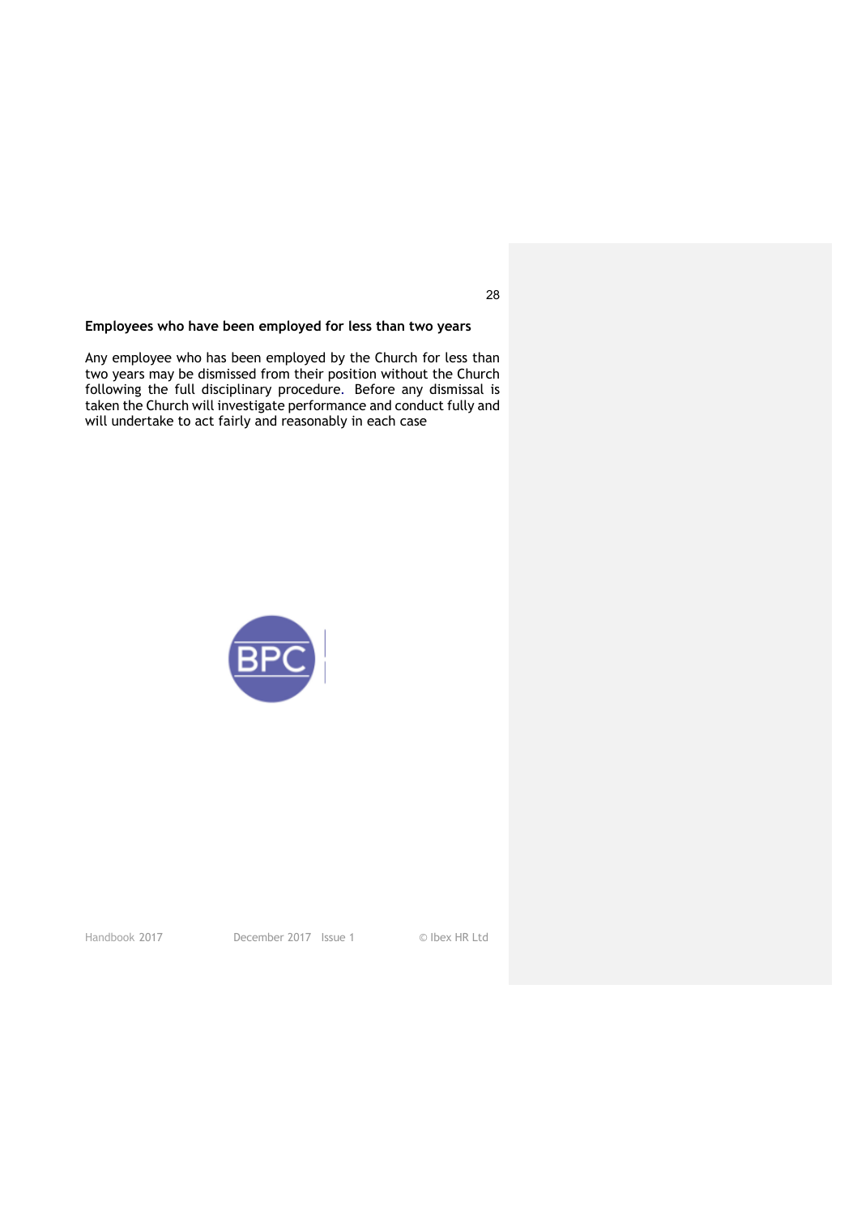**Employees who have been employed for less than two years**

Any employee who has been employed by the Church for less than two years may be dismissed from their position without the Church following the full disciplinary procedure. Before any dismissal is taken the Church will investigate performance and conduct fully and will undertake to act fairly and reasonably in each case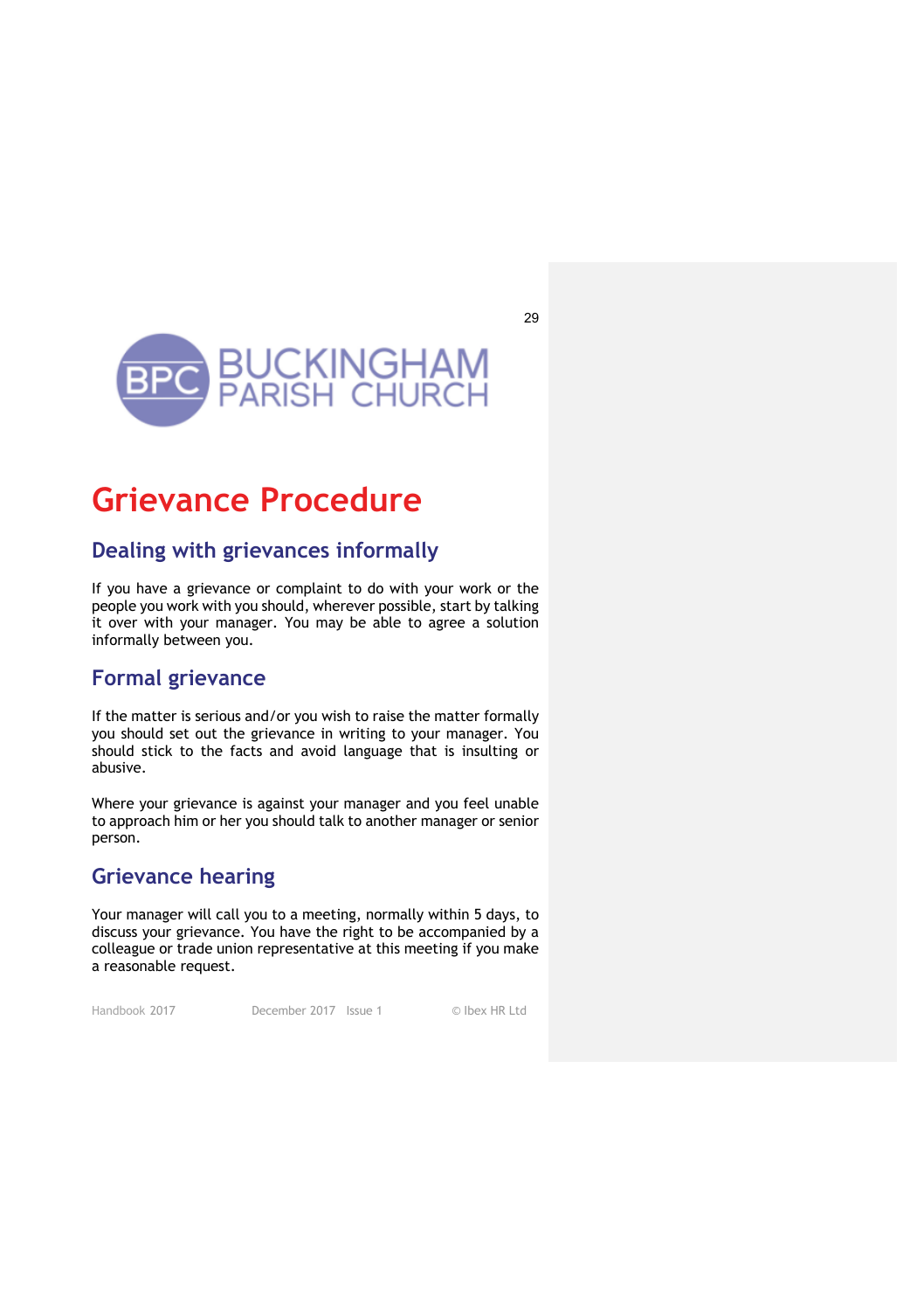# Grievance Procedure

## Dealing with grievances informally

If you have a grievance or complaint to do with your work or the people you work with you should, wherever possible, start by talking it over with your manager. You may be able to agree a solution informally between you.

## Formal grievance

If the matter is serious and/or you wish to raise the matter formally you should set out the grievance in writing to your manager. You should stick to the facts and avoid language that is insulting or abusive.

Where your grievance is against your manager and you feel unable to approach him or her you should talk to another manager or senior person.

## Grievance hearing

Your manager will call you to a meeting, normally within 5 days, to discuss your grievance. You have the right to be accompanied by a colleague or trade union representative at this meeting if you make a reasonable request.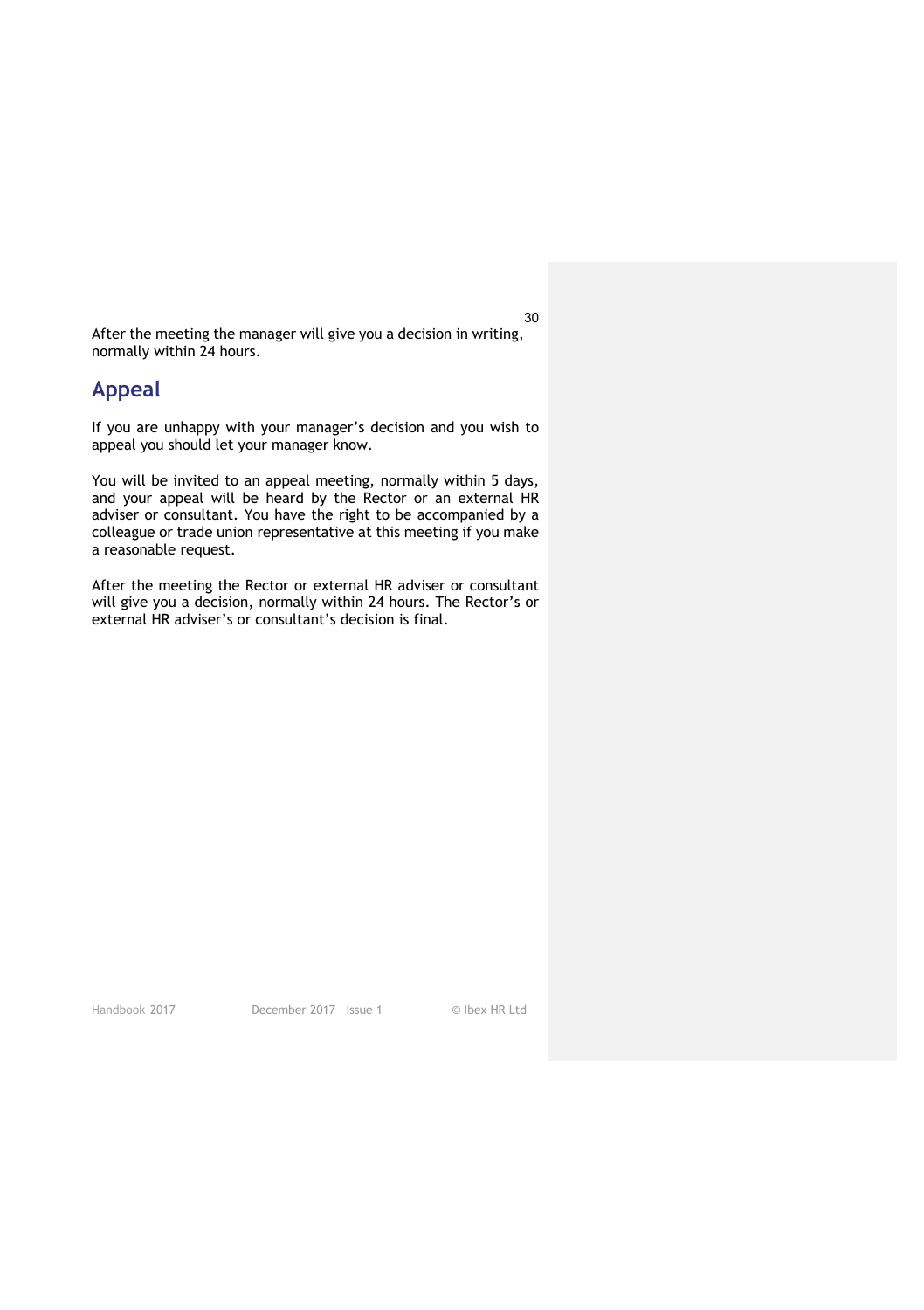After the meeting the manager will give you a decision in writing, normally within 24 hours.

## Appeal

If you are unhappy with your manager's decision and you wish to appeal you should let your manager know.

You will be invited to an appeal meeting, normally within 5 days, and your appeal will be heard by the Rector or an external HR adviser or consultant. You have the right to be accompanied by a colleague or trade union representative at this meeting if you make a reasonable request.

After the meeting the Rector or external HR adviser or consultant will give you a decision, normally within 24 hours. The Rector's or external HR adviser's or consultant's decision is final.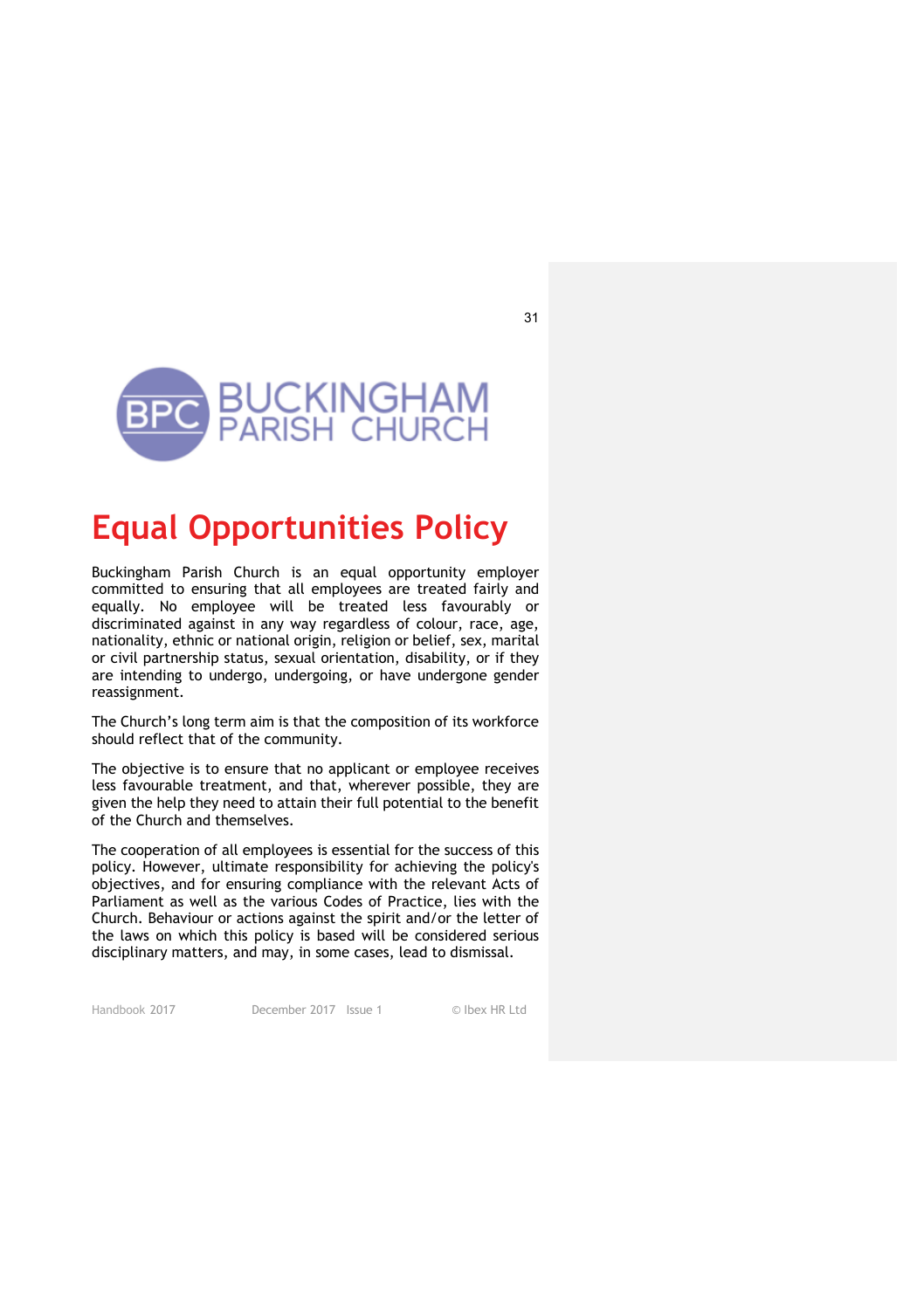# Equal Opportunities Policy

Buckingham Parish Church is an equal opportunity employer committed to ensuring that all employees are treated fairly and equally. No employee will be treated less favourably or discriminated against in any way regardless of colour, race, age, nationality, ethnic or national origin, religion or belief, sex, marital or civil partnership status, sexual orientation, disability, or if they are intending to undergo, undergoing, or have undergone gender reassignment.

The Church's long term aim is that the composition of its workforce should reflect that of the community.

The objective is to ensure that no applicant or employee receives less favourable treatment, and that, wherever possible, they are given the help they need to attain their full potential to the benefit of the Church and themselves.

The cooperation of all employees is essential for the success of this policy. However, ultimate responsibility for achieving the policy's objectives, and for ensuring compliance with the relevant Acts of Parliament as well as the various Codes of Practice, lies with the Church. Behaviour or actions against the spirit and/or the letter of the laws on which this policy is based will be considered serious disciplinary matters, and may, in some cases, lead to dismissal.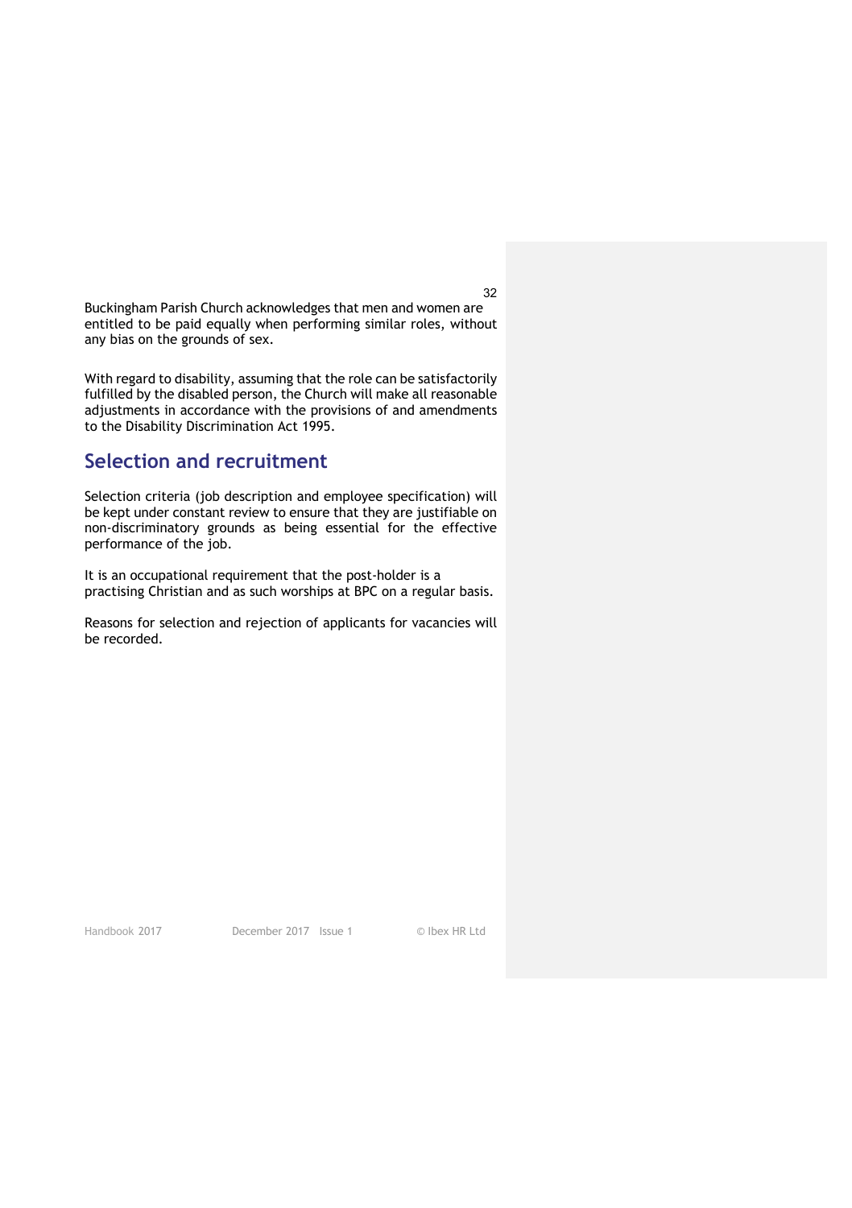Buckingham Parish Church acknowledges that men and women are entitled to be paid equally when performing similar roles, without any bias on the grounds of sex.

With regard to disability, assuming that the role can be satisfactorily fulfilled by the disabled person, the Church will make all reasonable adjustments in accordance with the provisions of and amendments to the Disability Discrimination Act 1995.

## Selection and recruitment

Selection criteria (job description and employee specification) will be kept under constant review to ensure that they are justifiable on non-discriminatory grounds as being essential for the effective performance of the job.

It is an occupational requirement that the post-holder is a practising Christian and as such worships at BPC on a regular basis.

Reasons for selection and rejection of applicants for vacancies will be recorded.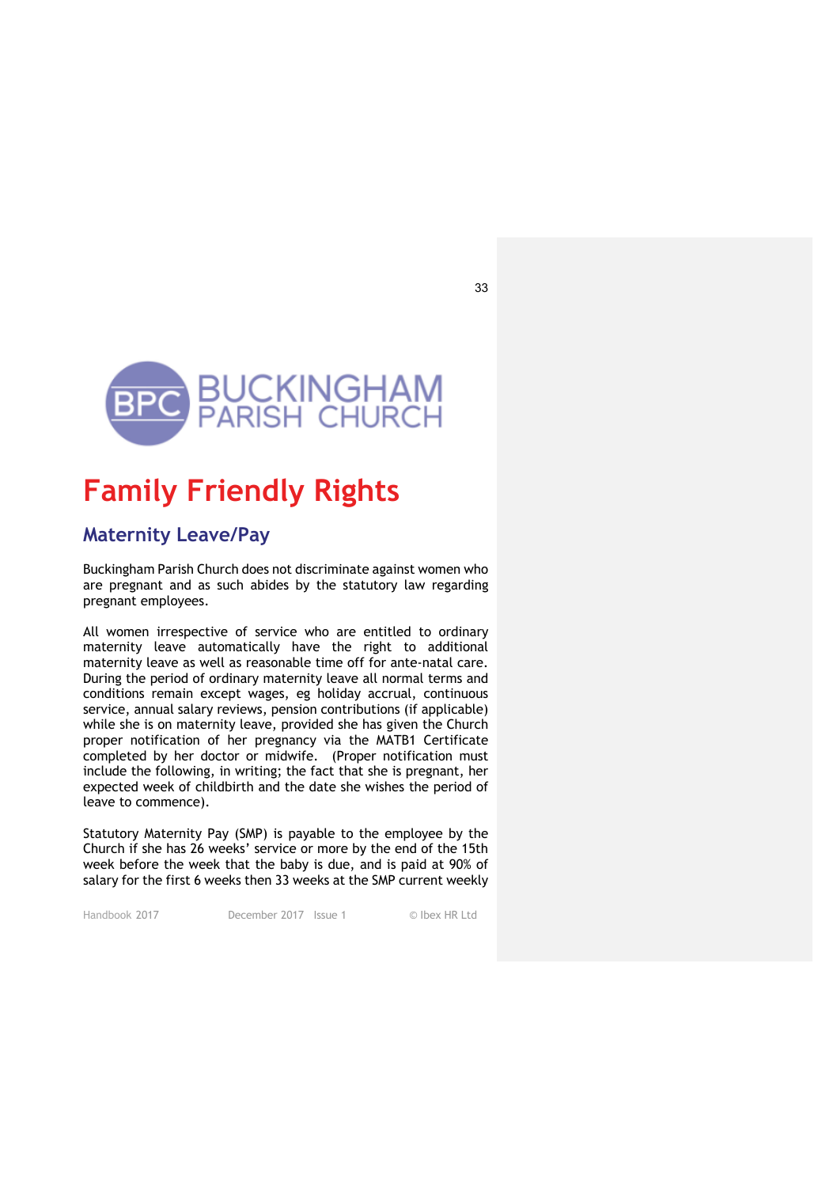# Family Friendly Rights

## Maternity Leave/Pay

Buckingham Parish Church does not discriminate against women who are pregnant and as such abides by the statutory law regarding pregnant employees.

All women irrespective of service who are entitled to ordinary maternity leave automatically have the right to additional maternity leave as well as reasonable time off for ante-natal care. During the period of ordinary maternity leave all normal terms and conditions remain except wages, eg holiday accrual, continuous service, annual salary reviews, pension contributions (if applicable) while she is on maternity leave, provided she has given the Church proper notification of her pregnancy via the MATB1 Certificate completed by her doctor or midwife. (Proper notification must include the following, in writing; the fact that she is pregnant, her expected week of childbirth and the date she wishes the period of leave to commence).

Statutory Maternity Pay (SMP) is payable to the employee by the Church if she has 26 weeks' service or more by the end of the 15th week before the week that the baby is due, and is paid at 90% of salary for the first 6 weeks then 33 weeks at the SMP current weekly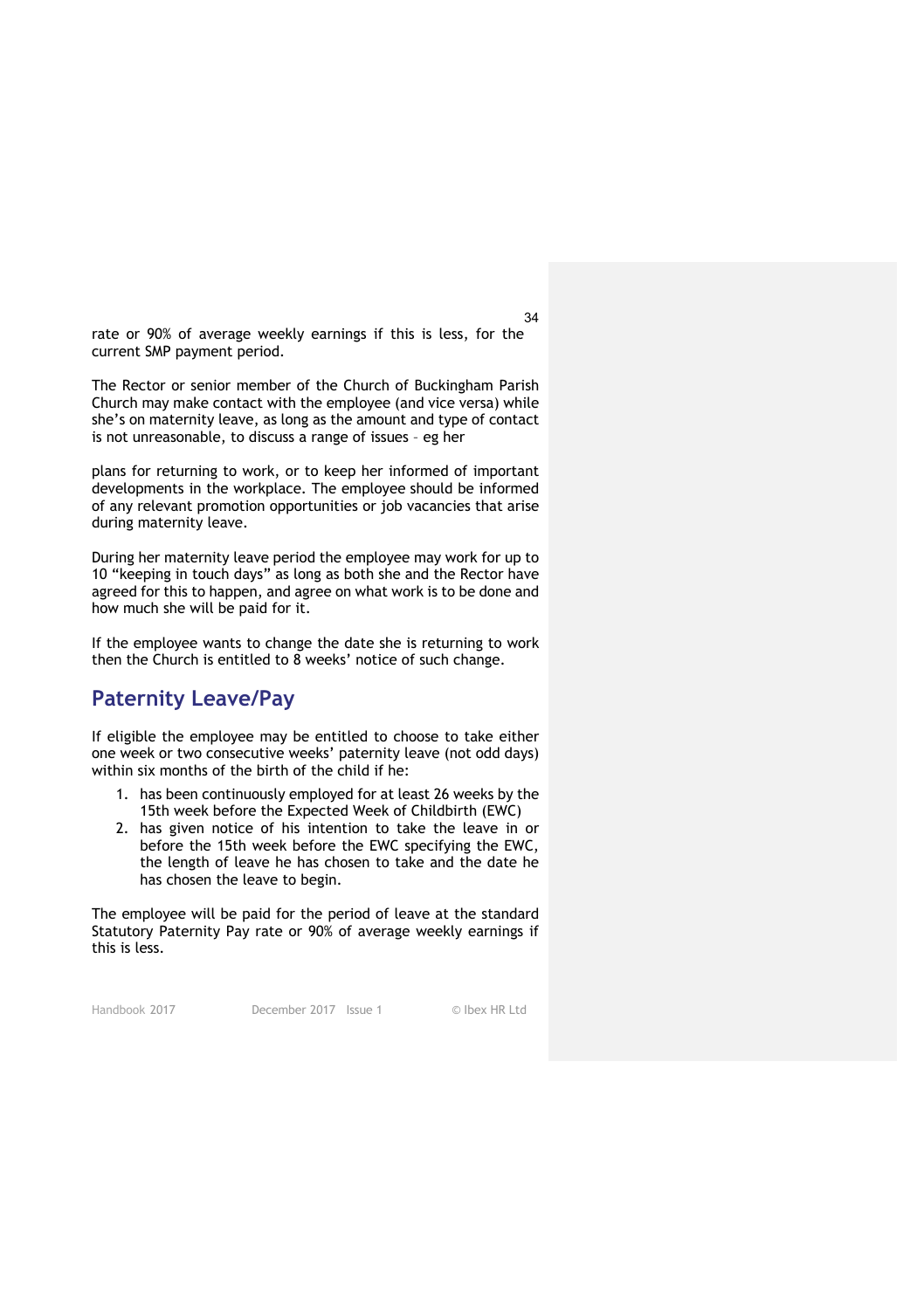rate or 90% of average weekly earnings if this is less, for the current SMP payment period.

The Rector or senior member of the Church of Buckingham Parish Church may make contact with the employee (and vice versa) while she's on maternity leave, as long as the amount and type of contact is not unreasonable, to discuss a range of issues – eg her

plans for returning to work, or to keep her informed of important developments in the workplace. The employee should be informed of any relevant promotion opportunities or job vacancies that arise during maternity leave.

During her maternity leave period the employee may work for up to 10 "keeping in touch days" as long as both she and the Rector have agreed for this to happen, and agree on what work is to be done and how much she will be paid for it.

If the employee wants to change the date she is returning to work then the Church is entitled to 8 weeks' notice of such change.

## Paternity Leave/Pay

If eligible the employee may be entitled to choose to take either one week or two consecutive weeks' paternity leave (not odd days) within six months of the birth of the child if he:

1. has been continuously employed for at least 26 weeks by the 15th week before the Expected Week of Childbirth (EWC)
2. has given notice of his intention to take the leave in or before the 15th week before the EWC specifying the EWC, the length of leave he has chosen to take and the date he has chosen the leave to begin.

The employee will be paid for the period of leave at the standard Statutory Paternity Pay rate or 90% of average weekly earnings if this is less.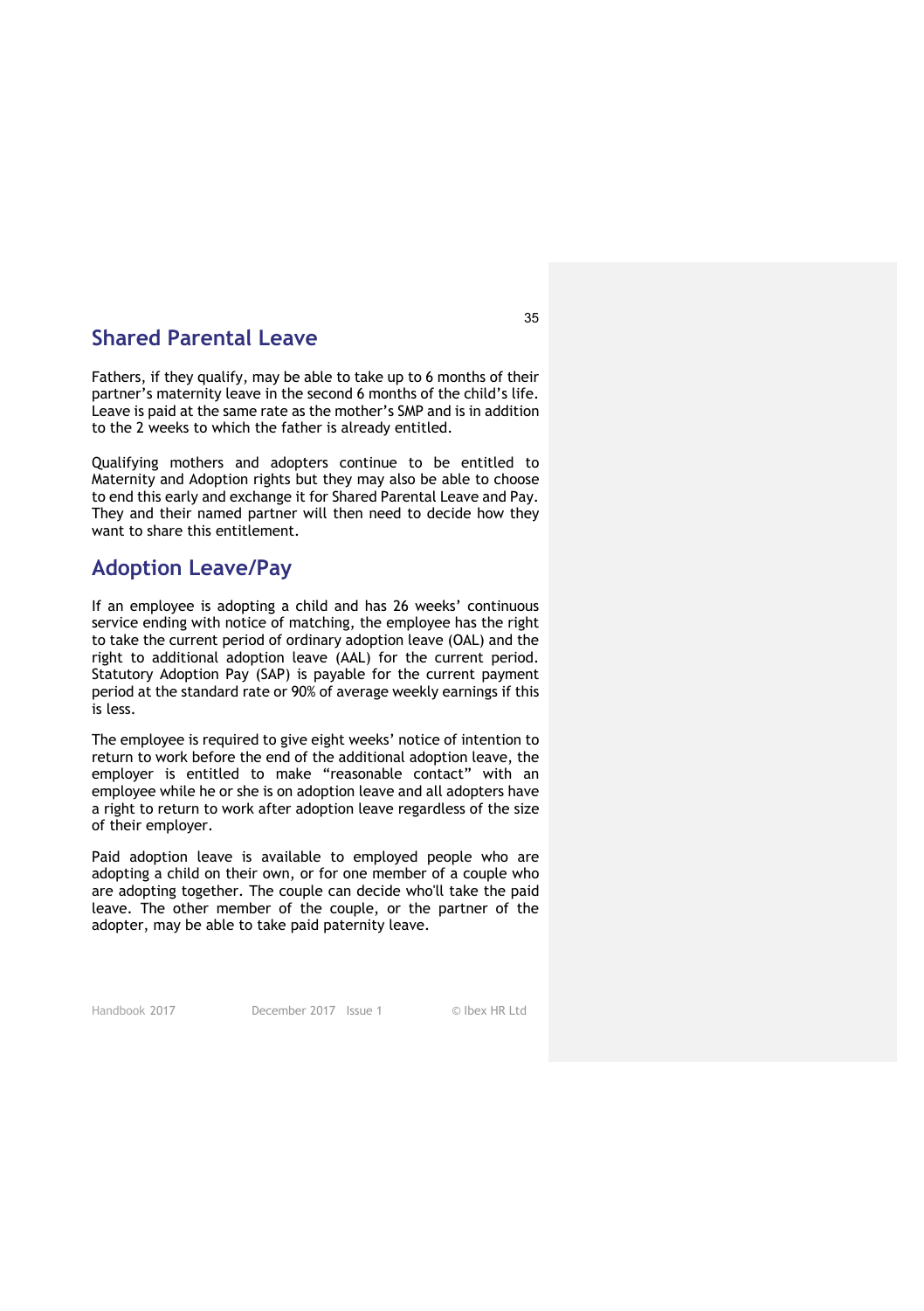## Shared Parental Leave

Fathers, if they qualify, may be able to take up to 6 months of their partner's maternity leave in the second 6 months of the child's life. Leave is paid at the same rate as the mother's SMP and is in addition to the 2 weeks to which the father is already entitled.

Qualifying mothers and adopters continue to be entitled to Maternity and Adoption rights but they may also be able to choose to end this early and exchange it for Shared Parental Leave and Pay. They and their named partner will then need to decide how they want to share this entitlement.

## Adoption Leave/Pay

If an employee is adopting a child and has 26 weeks' continuous service ending with notice of matching, the employee has the right to take the current period of ordinary adoption leave (OAL) and the right to additional adoption leave (AAL) for the current period. Statutory Adoption Pay (SAP) is payable for the current payment period at the standard rate or 90% of average weekly earnings if this is less.

The employee is required to give eight weeks' notice of intention to return to work before the end of the additional adoption leave, the employer is entitled to make "reasonable contact" with an employee while he or she is on adoption leave and all adopters have a right to return to work after adoption leave regardless of the size of their employer.

Paid adoption leave is available to employed people who are adopting a child on their own, or for one member of a couple who are adopting together. The couple can decide who'll take the paid leave. The other member of the couple, or the partner of the adopter, may be able to take paid paternity leave.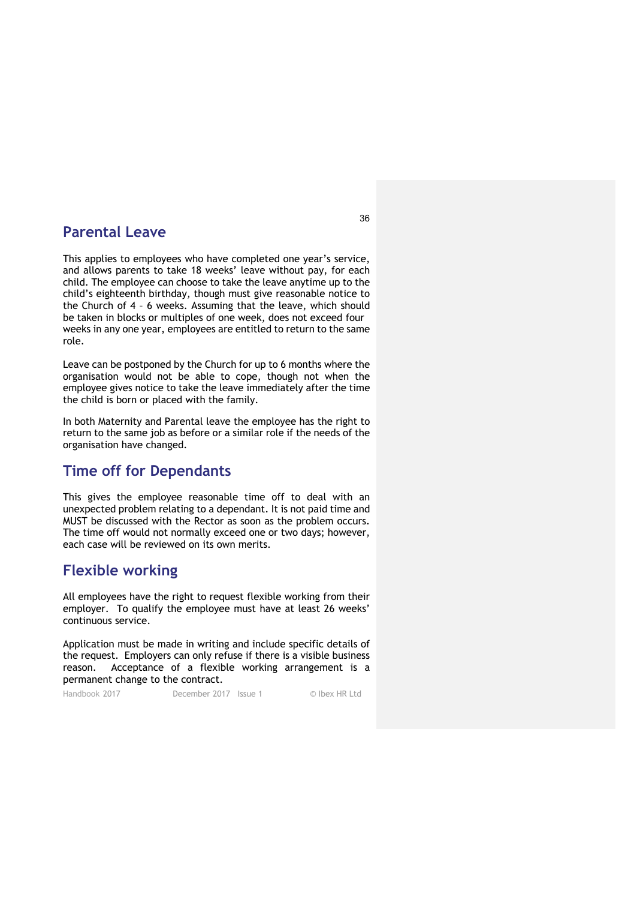## Parental Leave

This applies to employees who have completed one year's service, and allows parents to take 18 weeks' leave without pay, for each child. The employee can choose to take the leave anytime up to the child's eighteenth birthday, though must give reasonable notice to the Church of 4 – 6 weeks. Assuming that the leave, which should be taken in blocks or multiples of one week, does not exceed four weeks in any one year, employees are entitled to return to the same role.

Leave can be postponed by the Church for up to 6 months where the organisation would not be able to cope, though not when the employee gives notice to take the leave immediately after the time the child is born or placed with the family.

In both Maternity and Parental leave the employee has the right to return to the same job as before or a similar role if the needs of the organisation have changed.

## Time off for Dependants

This gives the employee reasonable time off to deal with an unexpected problem relating to a dependant. It is not paid time and MUST be discussed with the Rector as soon as the problem occurs. The time off would not normally exceed one or two days; however, each case will be reviewed on its own merits.

## Flexible working

All employees have the right to request flexible working from their employer. To qualify the employee must have at least 26 weeks' continuous service.

Application must be made in writing and include specific details of the request. Employers can only refuse if there is a visible business reason. Acceptance of a flexible working arrangement is a permanent change to the contract.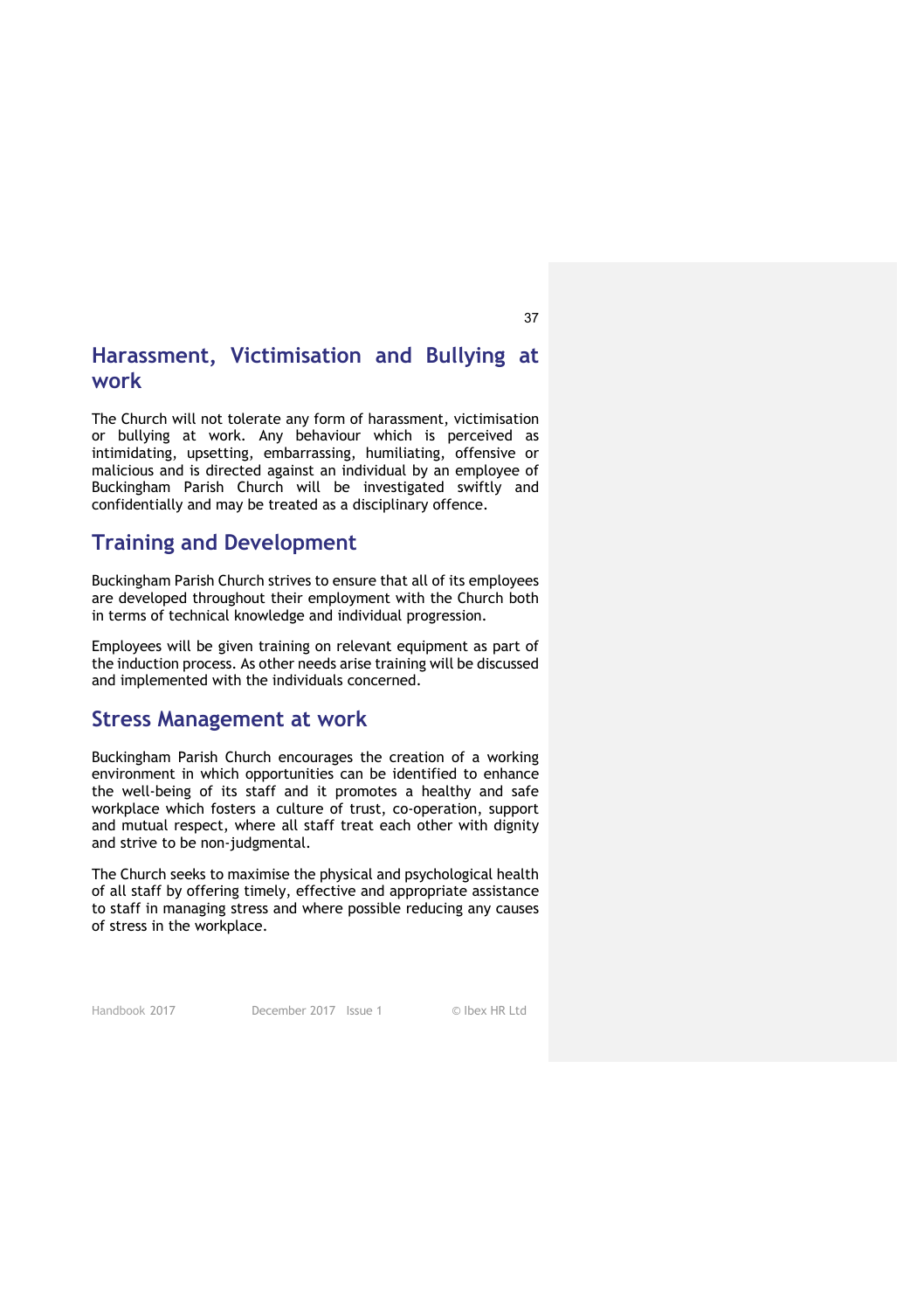## Harassment, Victimisation and Bullying at work

The Church will not tolerate any form of harassment, victimisation or bullying at work. Any behaviour which is perceived as intimidating, upsetting, embarrassing, humiliating, offensive or malicious and is directed against an individual by an employee of Buckingham Parish Church will be investigated swiftly and confidentially and may be treated as a disciplinary offence.

## Training and Development

Buckingham Parish Church strives to ensure that all of its employees are developed throughout their employment with the Church both in terms of technical knowledge and individual progression.

Employees will be given training on relevant equipment as part of the induction process. As other needs arise training will be discussed and implemented with the individuals concerned.

## Stress Management at work

Buckingham Parish Church encourages the creation of a working environment in which opportunities can be identified to enhance the well-being of its staff and it promotes a healthy and safe workplace which fosters a culture of trust, co-operation, support and mutual respect, where all staff treat each other with dignity and strive to be non-judgmental.

The Church seeks to maximise the physical and psychological health of all staff by offering timely, effective and appropriate assistance to staff in managing stress and where possible reducing any causes of stress in the workplace.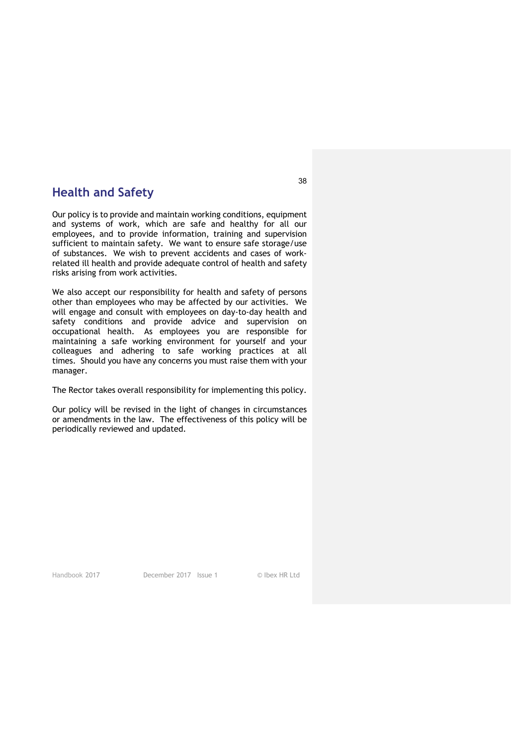## Health and Safety

Our policy is to provide and maintain working conditions, equipment and systems of work, which are safe and healthy for all our employees, and to provide information, training and supervision sufficient to maintain safety. We want to ensure safe storage/use of substances. We wish to prevent accidents and cases of work-related ill health and provide adequate control of health and safety risks arising from work activities.

We also accept our responsibility for health and safety of persons other than employees who may be affected by our activities. We will engage and consult with employees on day-to-day health and safety conditions and provide advice and supervision on occupational health. As employees you are responsible for maintaining a safe working environment for yourself and your colleagues and adhering to safe working practices at all times. Should you have any concerns you must raise them with your manager.

The Rector takes overall responsibility for implementing this policy.

Our policy will be revised in the light of changes in circumstances or amendments in the law. The effectiveness of this policy will be periodically reviewed and updated.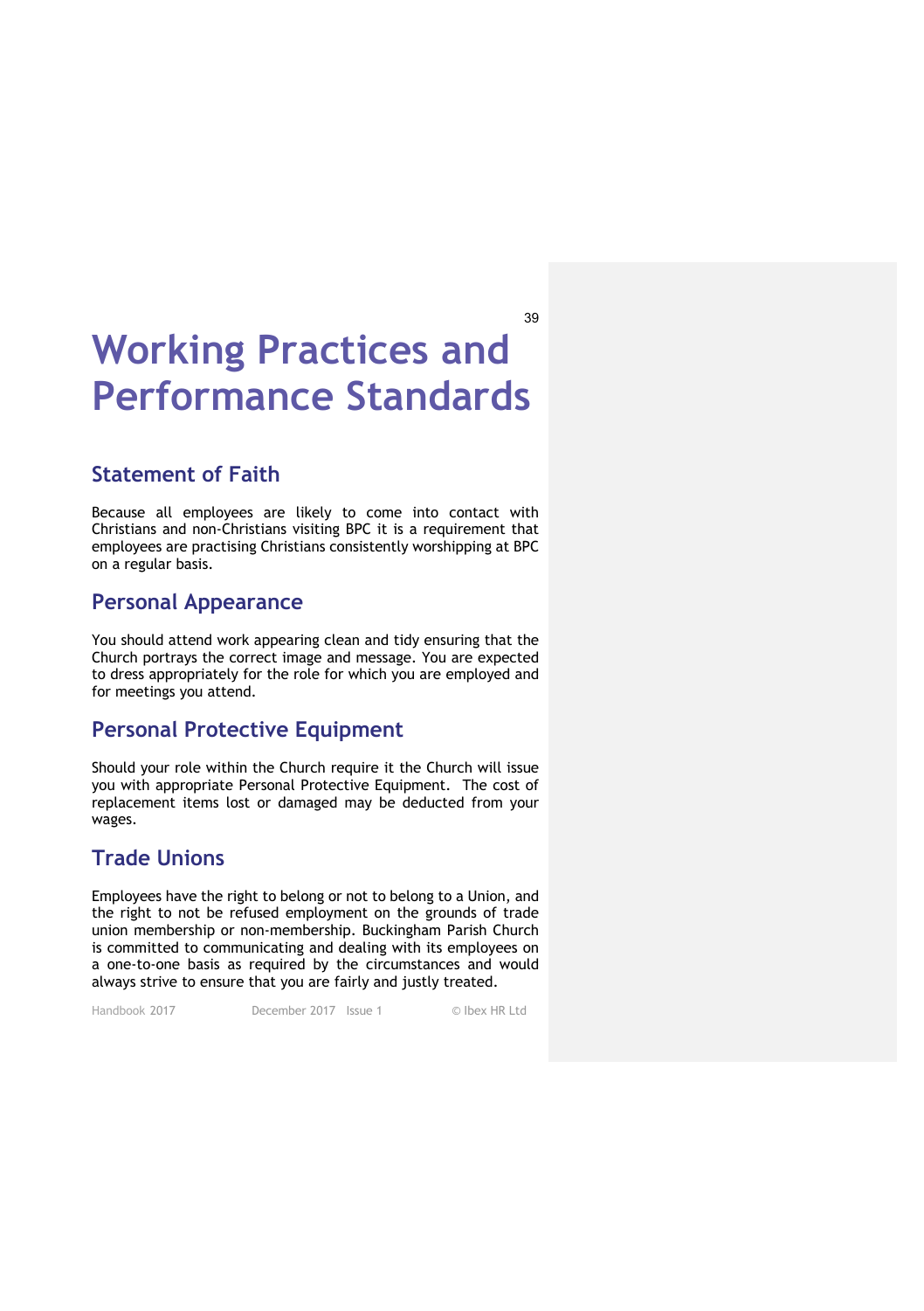# Working Practices and Performance Standards

## Statement of Faith

Because all employees are likely to come into contact with Christians and non-Christians visiting BPC it is a requirement that employees are practising Christians consistently worshipping at BPC on a regular basis.

## Personal Appearance

You should attend work appearing clean and tidy ensuring that the Church portrays the correct image and message. You are expected to dress appropriately for the role for which you are employed and for meetings you attend.

## Personal Protective Equipment

Should your role within the Church require it the Church will issue you with appropriate Personal Protective Equipment. The cost of replacement items lost or damaged may be deducted from your wages.

## Trade Unions

Employees have the right to belong or not to belong to a Union, and the right to not be refused employment on the grounds of trade union membership or non-membership. Buckingham Parish Church is committed to communicating and dealing with its employees on a one-to-one basis as required by the circumstances and would always strive to ensure that you are fairly and justly treated.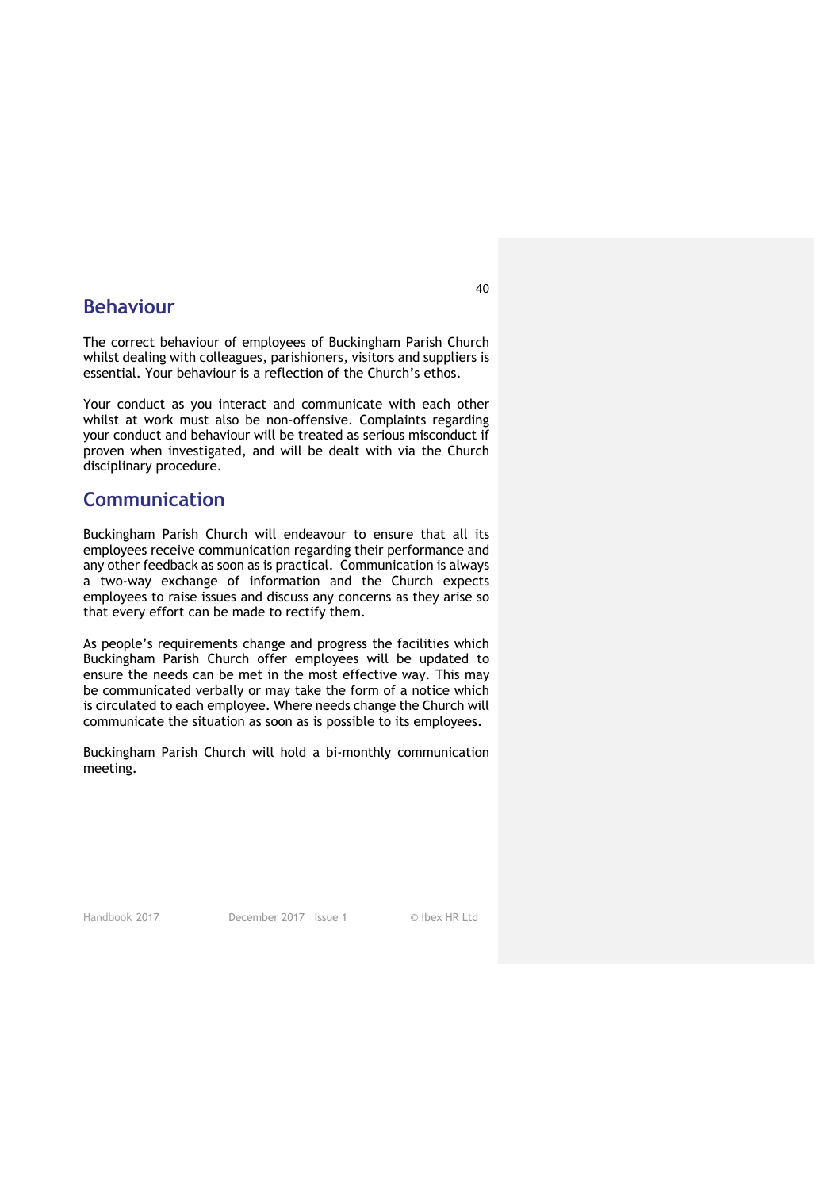## Behaviour

The correct behaviour of employees of Buckingham Parish Church whilst dealing with colleagues, parishioners, visitors and suppliers is essential. Your behaviour is a reflection of the Church's ethos.

Your conduct as you interact and communicate with each other whilst at work must also be non-offensive. Complaints regarding your conduct and behaviour will be treated as serious misconduct if proven when investigated, and will be dealt with via the Church disciplinary procedure.

## Communication

Buckingham Parish Church will endeavour to ensure that all its employees receive communication regarding their performance and any other feedback as soon as is practical. Communication is always a two-way exchange of information and the Church expects employees to raise issues and discuss any concerns as they arise so that every effort can be made to rectify them.

As people's requirements change and progress the facilities which Buckingham Parish Church offer employees will be updated to ensure the needs can be met in the most effective way. This may be communicated verbally or may take the form of a notice which is circulated to each employee. Where needs change the Church will communicate the situation as soon as is possible to its employees.

Buckingham Parish Church will hold a bi-monthly communication meeting.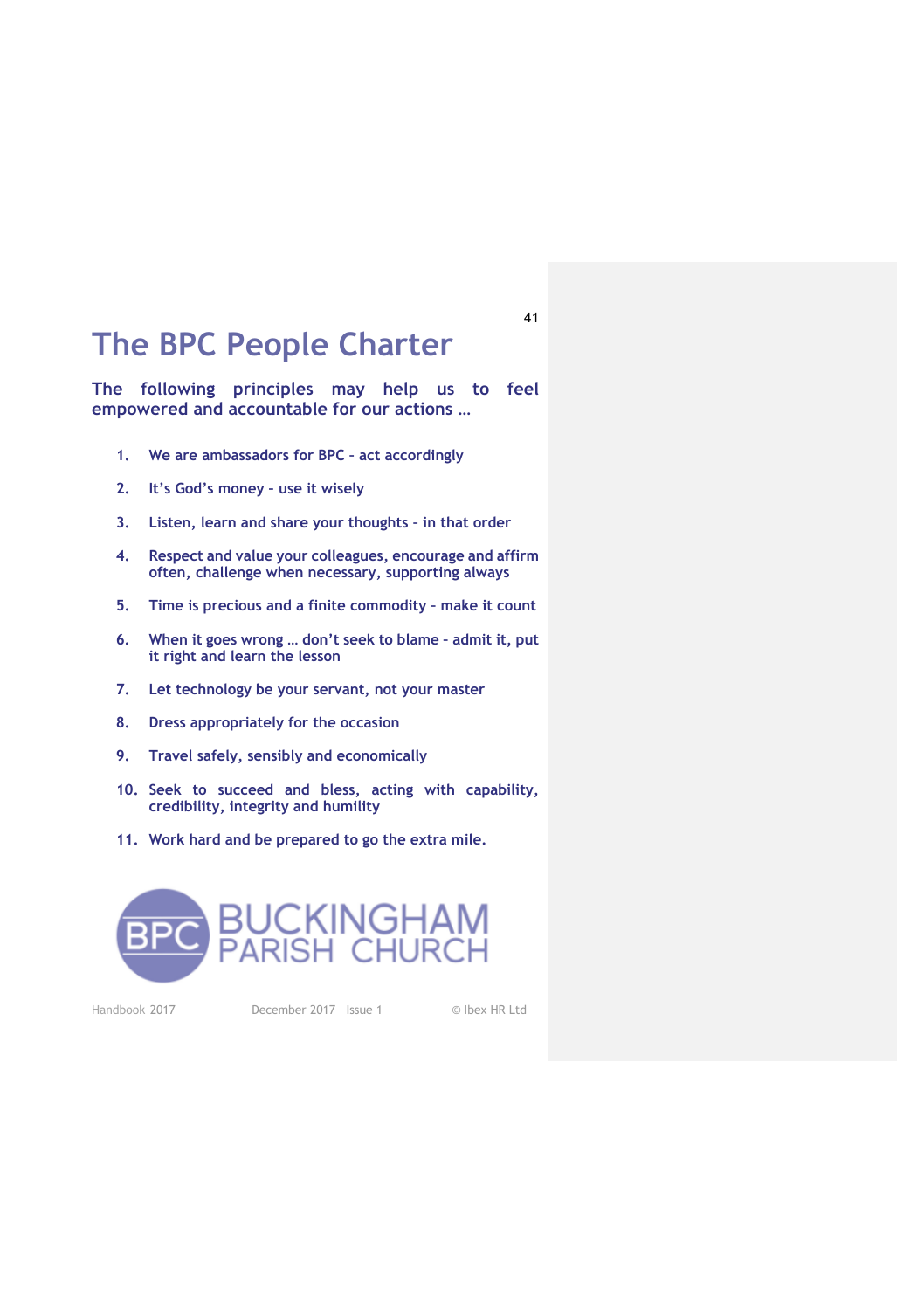# The BPC People Charter

**The following principles may help us to feel empowered and accountable for our actions …**

1. We are ambassadors for BPC - act accordingly
2. It's God's money - use it wisely
3. Listen, learn and share your thoughts - in that order
4. Respect and value your colleagues, encourage and affirm often, challenge when necessary, supporting always
5. Time is precious and a finite commodity - make it count
6. When it goes wrong … don't seek to blame - admit it, put it right and learn the lesson
7. Let technology be your servant, not your master
8. Dress appropriately for the occasion
9. Travel safely, sensibly and economically
10. Seek to succeed and bless, acting with capability, credibility, integrity and humility
11. Work hard and be prepared to go the extra mile.

BPC BUCKINGHAM PARISH CHURCH